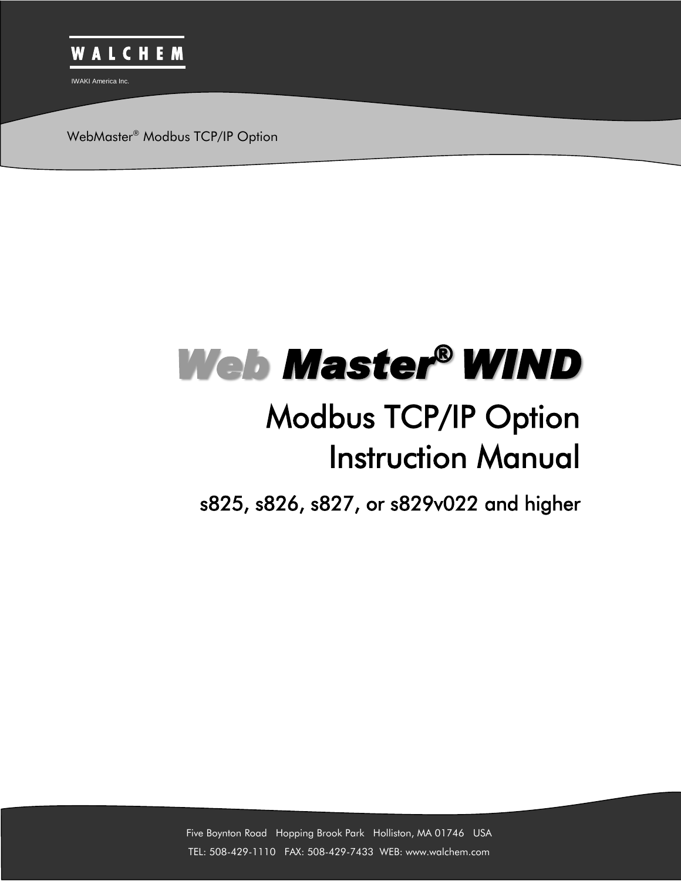WALCHEM

IWAKI America Inc.

WebMaster® Modbus TCP/IP Option

# Web Master® WIND

## Modbus TCP/IP Option Instruction Manual

### s825, s826, s827, or s829v022 and higher

Five Boynton Road Hopping Brook Park Holliston, MA 01746 USA

TEL: 508-429-1110 FAX: 508-429-7433 WEB: www.walchem.com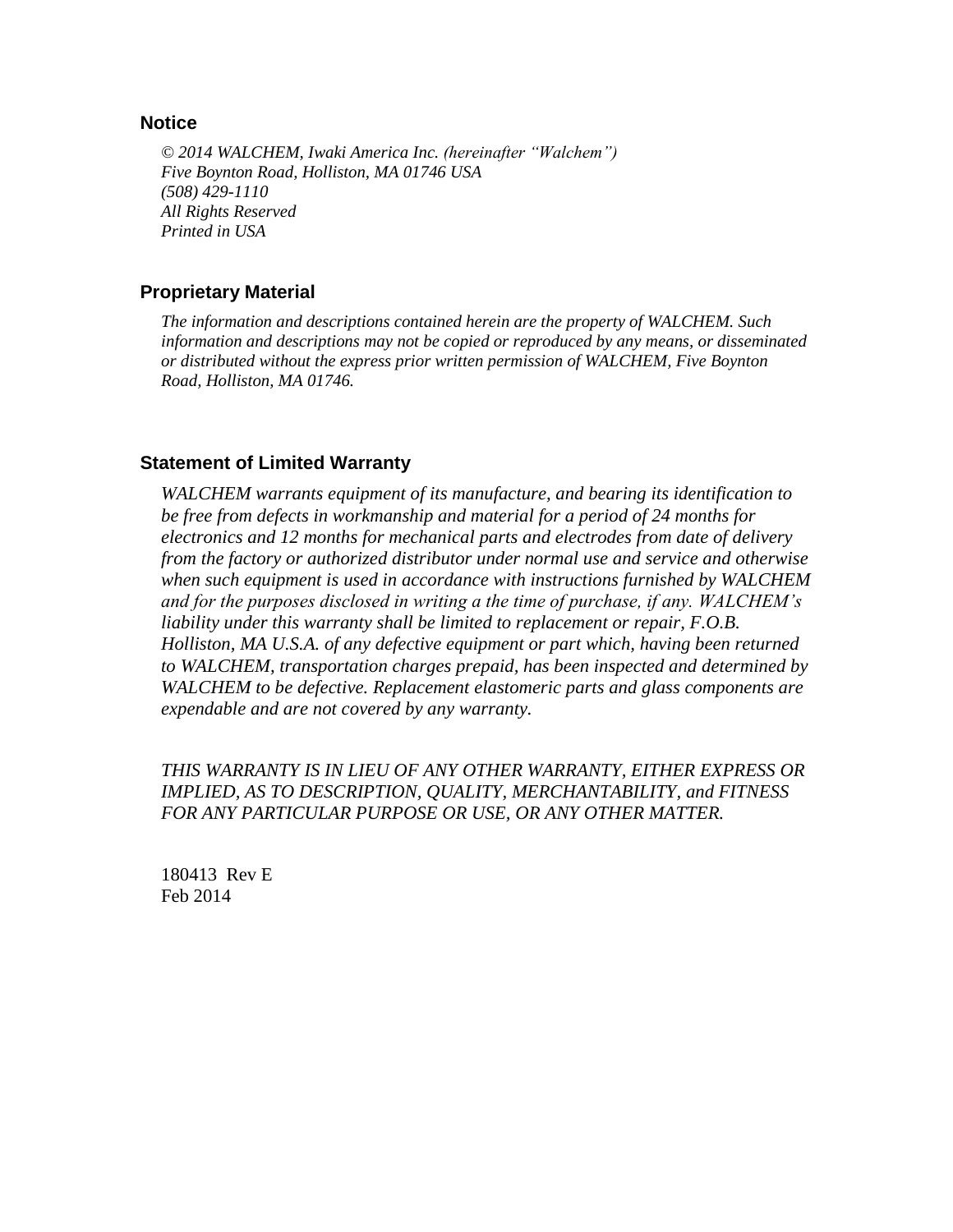## Notice

*© 2014 WALCHEM, Iwaki America Inc. (hereinafter "Walchem")*
*Five Boynton Road, Holliston, MA 01746 USA*
*(508) 429-1110*
*All Rights Reserved*
*Printed in USA*

## Proprietary Material

*The information and descriptions contained herein are the property of WALCHEM. Such information and descriptions may not be copied or reproduced by any means, or disseminated or distributed without the express prior written permission of WALCHEM, Five Boynton Road, Holliston, MA 01746.*

## Statement of Limited Warranty

*WALCHEM warrants equipment of its manufacture, and bearing its identification to be free from defects in workmanship and material for a period of 24 months for electronics and 12 months for mechanical parts and electrodes from date of delivery from the factory or authorized distributor under normal use and service and otherwise when such equipment is used in accordance with instructions furnished by WALCHEM and for the purposes disclosed in writing a the time of purchase, if any. WALCHEM's liability under this warranty shall be limited to replacement or repair, F.O.B. Holliston, MA U.S.A. of any defective equipment or part which, having been returned to WALCHEM, transportation charges prepaid, has been inspected and determined by WALCHEM to be defective. Replacement elastomeric parts and glass components are expendable and are not covered by any warranty.*

*THIS WARRANTY IS IN LIEU OF ANY OTHER WARRANTY, EITHER EXPRESS OR IMPLIED, AS TO DESCRIPTION, QUALITY, MERCHANTABILITY, and FITNESS FOR ANY PARTICULAR PURPOSE OR USE, OR ANY OTHER MATTER.*

180413 Rev E
Feb 2014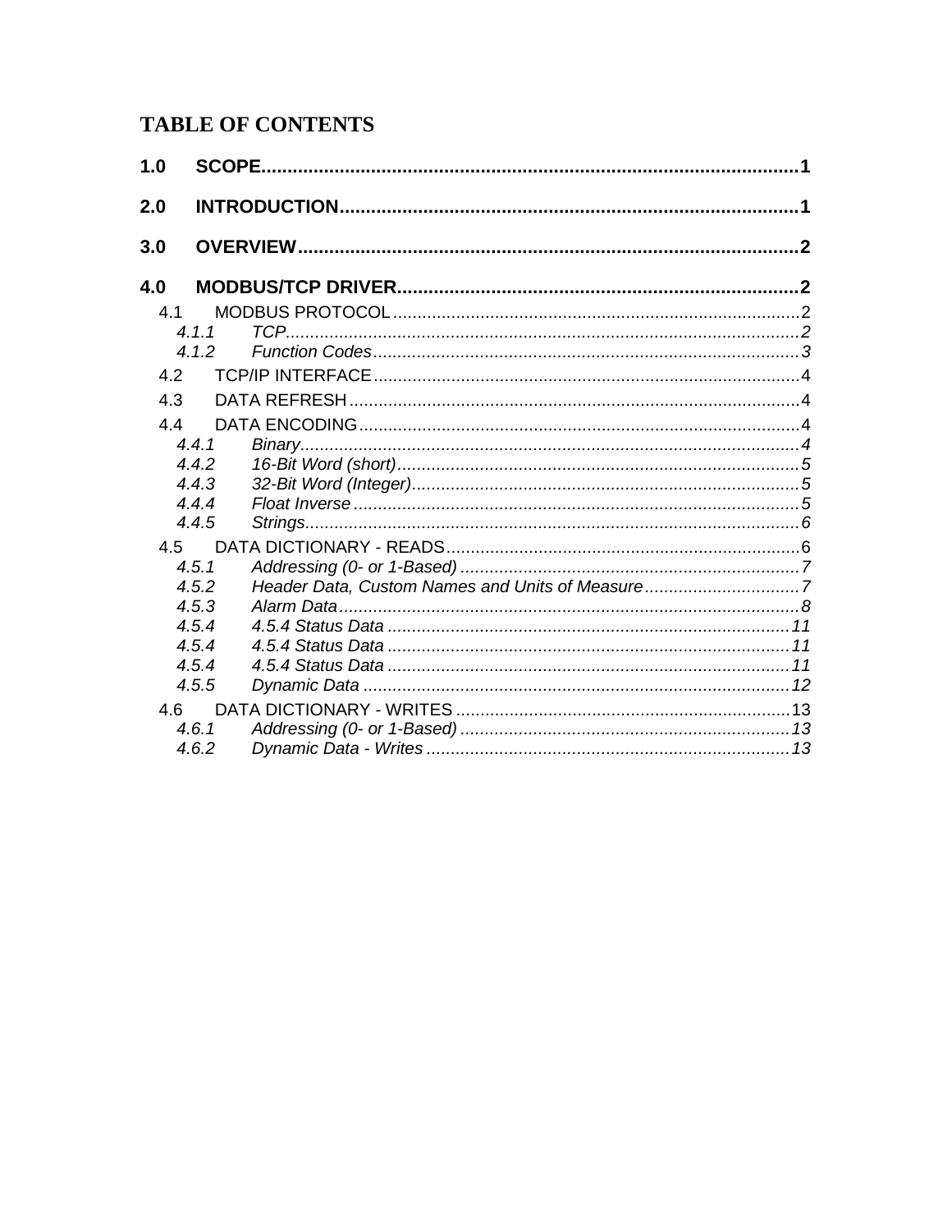# TABLE OF CONTENTS

**1.0 SCOPE** .......... **1**

**2.0 INTRODUCTION** .......... **1**

**3.0 OVERVIEW** .......... **2**

**4.0 MODBUS/TCP DRIVER** .......... **2**

- 4.1 MODBUS PROTOCOL .......... 2
  - *4.1.1 TCP* .......... *2*
  - *4.1.2 Function Codes* .......... *3*
- 4.2 TCP/IP INTERFACE .......... 4
- 4.3 DATA REFRESH .......... 4
- 4.4 DATA ENCODING .......... 4
  - *4.4.1 Binary* .......... *4*
  - *4.4.2 16-Bit Word (short)* .......... *5*
  - *4.4.3 32-Bit Word (Integer)* .......... *5*
  - *4.4.4 Float Inverse* .......... *5*
  - *4.4.5 Strings* .......... *6*
- 4.5 DATA DICTIONARY - READS .......... 6
  - *4.5.1 Addressing (0- or 1-Based)* .......... *7*
  - *4.5.2 Header Data, Custom Names and Units of Measure* .......... *7*
  - *4.5.3 Alarm Data* .......... *8*
  - *4.5.4 4.5.4 Status Data* .......... *11*
  - *4.5.4 4.5.4 Status Data* .......... *11*
  - *4.5.4 4.5.4 Status Data* .......... *11*
  - *4.5.5 Dynamic Data* .......... *12*
- 4.6 DATA DICTIONARY - WRITES .......... 13
  - *4.6.1 Addressing (0- or 1-Based)* .......... *13*
  - *4.6.2 Dynamic Data - Writes* .......... *13*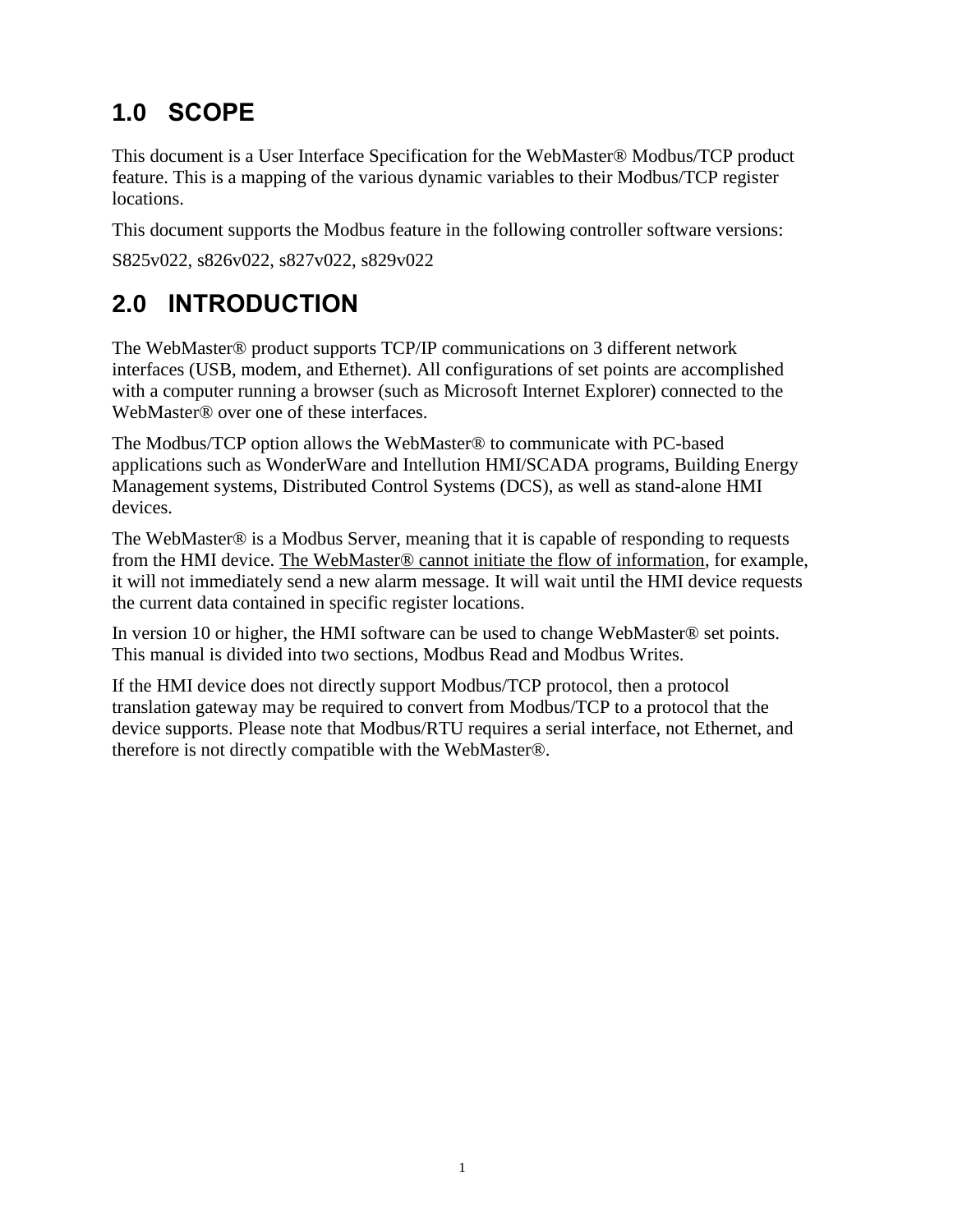# 1.0 SCOPE

This document is a User Interface Specification for the WebMaster® Modbus/TCP product feature. This is a mapping of the various dynamic variables to their Modbus/TCP register locations.

This document supports the Modbus feature in the following controller software versions:

S825v022, s826v022, s827v022, s829v022

# 2.0 INTRODUCTION

The WebMaster® product supports TCP/IP communications on 3 different network interfaces (USB, modem, and Ethernet). All configurations of set points are accomplished with a computer running a browser (such as Microsoft Internet Explorer) connected to the WebMaster® over one of these interfaces.

The Modbus/TCP option allows the WebMaster® to communicate with PC-based applications such as WonderWare and Intellution HMI/SCADA programs, Building Energy Management systems, Distributed Control Systems (DCS), as well as stand-alone HMI devices.

The WebMaster® is a Modbus Server, meaning that it is capable of responding to requests from the HMI device. <u>The WebMaster® cannot initiate the flow of information</u>, for example, it will not immediately send a new alarm message. It will wait until the HMI device requests the current data contained in specific register locations.

In version 10 or higher, the HMI software can be used to change WebMaster® set points. This manual is divided into two sections, Modbus Read and Modbus Writes.

If the HMI device does not directly support Modbus/TCP protocol, then a protocol translation gateway may be required to convert from Modbus/TCP to a protocol that the device supports. Please note that Modbus/RTU requires a serial interface, not Ethernet, and therefore is not directly compatible with the WebMaster®.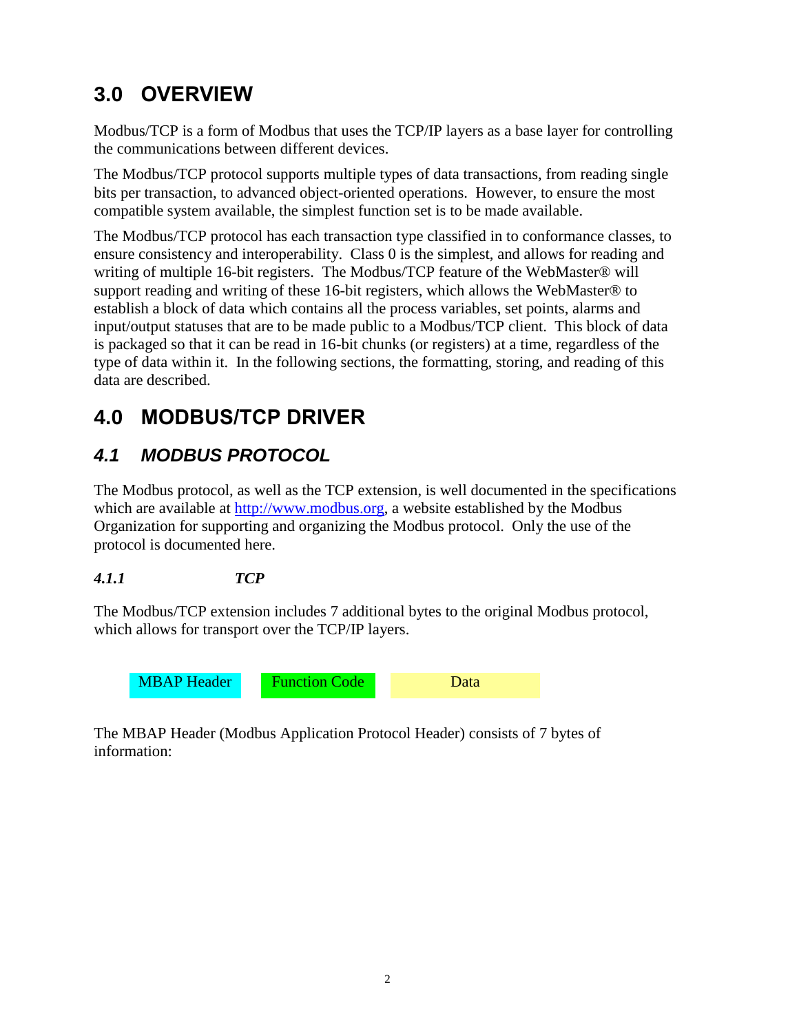# 3.0 OVERVIEW

Modbus/TCP is a form of Modbus that uses the TCP/IP layers as a base layer for controlling the communications between different devices.

The Modbus/TCP protocol supports multiple types of data transactions, from reading single bits per transaction, to advanced object-oriented operations. However, to ensure the most compatible system available, the simplest function set is to be made available.

The Modbus/TCP protocol has each transaction type classified in to conformance classes, to ensure consistency and interoperability. Class 0 is the simplest, and allows for reading and writing of multiple 16-bit registers. The Modbus/TCP feature of the WebMaster® will support reading and writing of these 16-bit registers, which allows the WebMaster® to establish a block of data which contains all the process variables, set points, alarms and input/output statuses that are to be made public to a Modbus/TCP client. This block of data is packaged so that it can be read in 16-bit chunks (or registers) at a time, regardless of the type of data within it. In the following sections, the formatting, storing, and reading of this data are described.

# 4.0 MODBUS/TCP DRIVER

## *4.1 MODBUS PROTOCOL*

The Modbus protocol, as well as the TCP extension, is well documented in the specifications which are available at http://www.modbus.org, a website established by the Modbus Organization for supporting and organizing the Modbus protocol. Only the use of the protocol is documented here.

### *4.1.1 TCP*

The Modbus/TCP extension includes 7 additional bytes to the original Modbus protocol, which allows for transport over the TCP/IP layers.

| MBAP Header | Function Code | Data |
|---|---|---|

The MBAP Header (Modbus Application Protocol Header) consists of 7 bytes of information: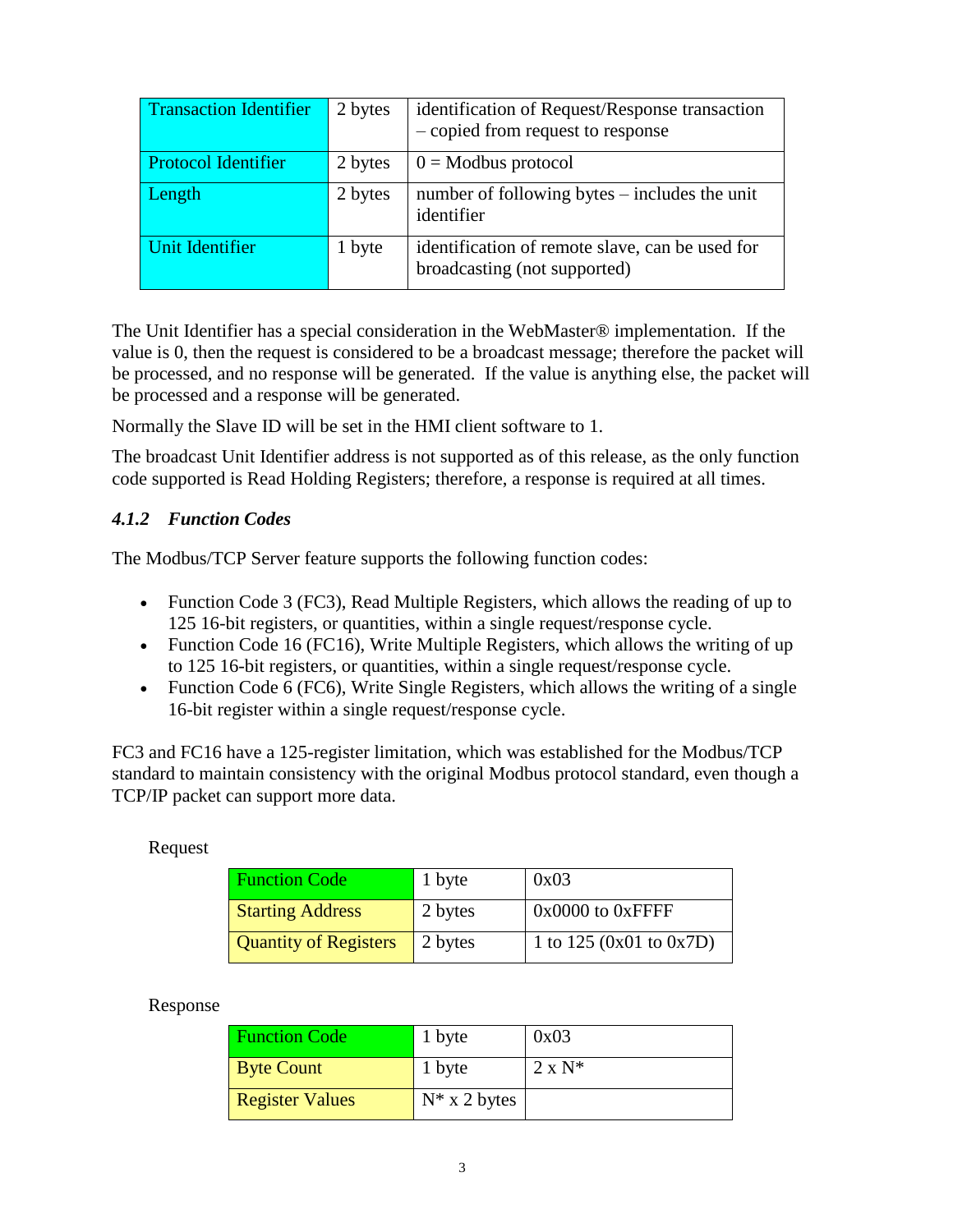| Transaction Identifier | 2 bytes | identification of Request/Response transaction – copied from request to response |
|---|---|---|
| Protocol Identifier | 2 bytes | 0 = Modbus protocol |
| Length | 2 bytes | number of following bytes – includes the unit identifier |
| Unit Identifier | 1 byte | identification of remote slave, can be used for broadcasting (not supported) |

The Unit Identifier has a special consideration in the WebMaster® implementation. If the value is 0, then the request is considered to be a broadcast message; therefore the packet will be processed, and no response will be generated. If the value is anything else, the packet will be processed and a response will be generated.

Normally the Slave ID will be set in the HMI client software to 1.

The broadcast Unit Identifier address is not supported as of this release, as the only function code supported is Read Holding Registers; therefore, a response is required at all times.

### *4.1.2 Function Codes*

The Modbus/TCP Server feature supports the following function codes:

- Function Code 3 (FC3), Read Multiple Registers, which allows the reading of up to 125 16-bit registers, or quantities, within a single request/response cycle.
- Function Code 16 (FC16), Write Multiple Registers, which allows the writing of up to 125 16-bit registers, or quantities, within a single request/response cycle.
- Function Code 6 (FC6), Write Single Registers, which allows the writing of a single 16-bit register within a single request/response cycle.

FC3 and FC16 have a 125-register limitation, which was established for the Modbus/TCP standard to maintain consistency with the original Modbus protocol standard, even though a TCP/IP packet can support more data.

Request

| Function Code | 1 byte | 0x03 |
|---|---|---|
| Starting Address | 2 bytes | 0x0000 to 0xFFFF |
| Quantity of Registers | 2 bytes | 1 to 125 (0x01 to 0x7D) |

Response

| Function Code | 1 byte | 0x03 |
|---|---|---|
| Byte Count | 1 byte | 2 x N* |
| Register Values | N* x 2 bytes | |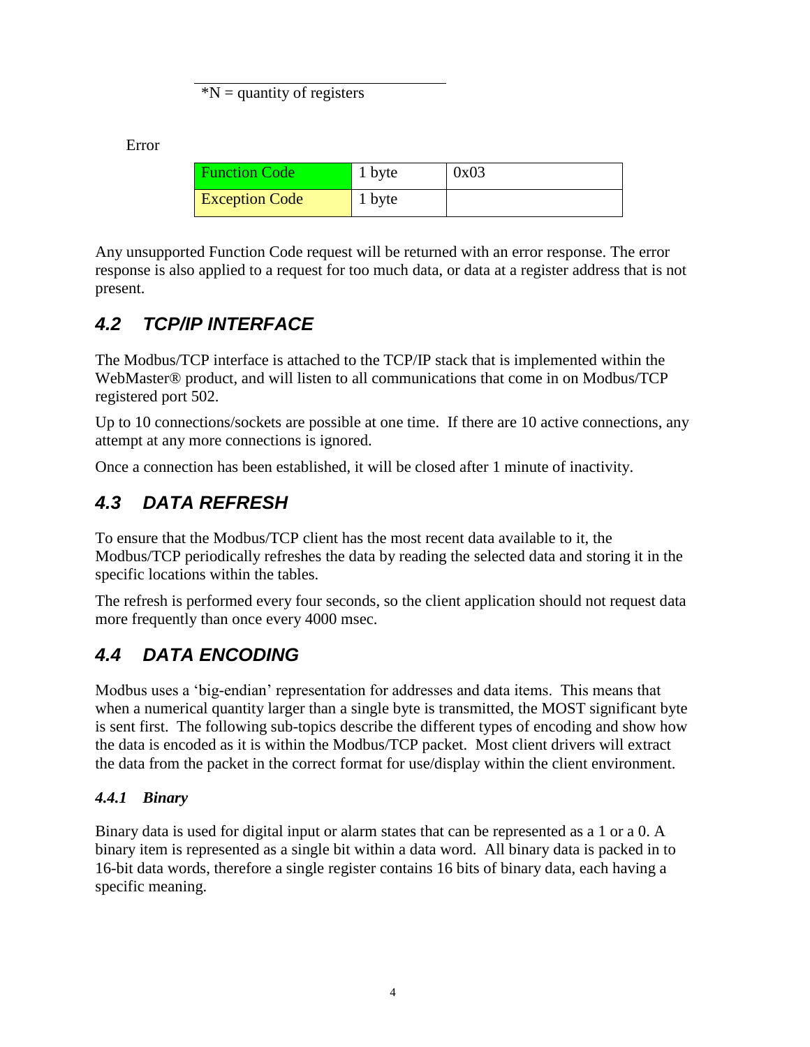*N = quantity of registers

Error

| Function Code | 1 byte | 0x03 |
| --- | --- | --- |
| Exception Code | 1 byte | |

Any unsupported Function Code request will be returned with an error response. The error response is also applied to a request for too much data, or data at a register address that is not present.

## 4.2 TCP/IP INTERFACE

The Modbus/TCP interface is attached to the TCP/IP stack that is implemented within the WebMaster® product, and will listen to all communications that come in on Modbus/TCP registered port 502.

Up to 10 connections/sockets are possible at one time. If there are 10 active connections, any attempt at any more connections is ignored.

Once a connection has been established, it will be closed after 1 minute of inactivity.

## 4.3 DATA REFRESH

To ensure that the Modbus/TCP client has the most recent data available to it, the Modbus/TCP periodically refreshes the data by reading the selected data and storing it in the specific locations within the tables.

The refresh is performed every four seconds, so the client application should not request data more frequently than once every 4000 msec.

## 4.4 DATA ENCODING

Modbus uses a 'big-endian' representation for addresses and data items. This means that when a numerical quantity larger than a single byte is transmitted, the MOST significant byte is sent first. The following sub-topics describe the different types of encoding and show how the data is encoded as it is within the Modbus/TCP packet. Most client drivers will extract the data from the packet in the correct format for use/display within the client environment.

### 4.4.1 Binary

Binary data is used for digital input or alarm states that can be represented as a 1 or a 0. A binary item is represented as a single bit within a data word. All binary data is packed in to 16-bit data words, therefore a single register contains 16 bits of binary data, each having a specific meaning.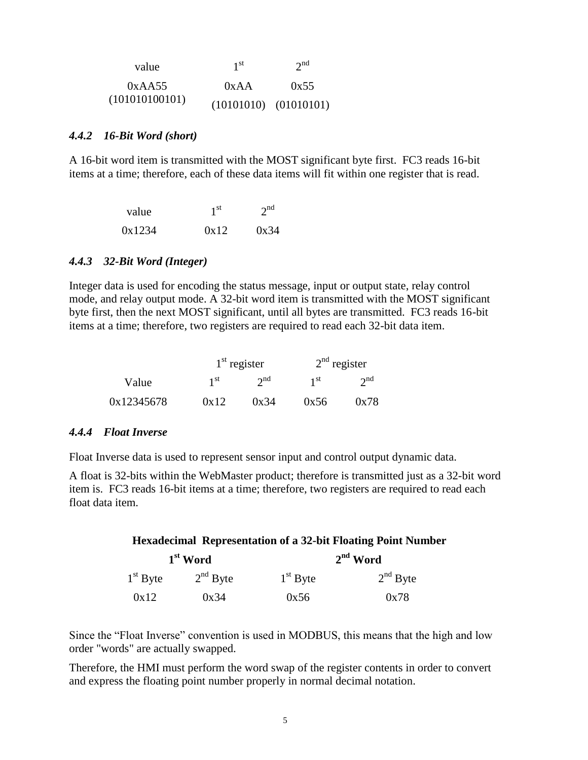| value | 1st | 2nd |
|---|---|---|
| 0xAA55 (101010100101) | 0xAA (10101010) | 0x55 (01010101) |

### *4.4.2 16-Bit Word (short)*

A 16-bit word item is transmitted with the MOST significant byte first. FC3 reads 16-bit items at a time; therefore, each of these data items will fit within one register that is read.

| value | 1st | 2nd |
|---|---|---|
| 0x1234 | 0x12 | 0x34 |

### *4.4.3 32-Bit Word (Integer)*

Integer data is used for encoding the status message, input or output state, relay control mode, and relay output mode. A 32-bit word item is transmitted with the MOST significant byte first, then the next MOST significant, until all bytes are transmitted. FC3 reads 16-bit items at a time; therefore, two registers are required to read each 32-bit data item.

| | 1st register | | 2nd register | |
|---|---|---|---|---|
| Value | 1st | 2nd | 1st | 2nd |
| 0x12345678 | 0x12 | 0x34 | 0x56 | 0x78 |

### *4.4.4 Float Inverse*

Float Inverse data is used to represent sensor input and control output dynamic data.

A float is 32-bits within the WebMaster product; therefore is transmitted just as a 32-bit word item is. FC3 reads 16-bit items at a time; therefore, two registers are required to read each float data item.

**Hexadecimal Representation of a 32-bit Floating Point Number**

| 1st Word | | 2nd Word | |
|---|---|---|---|
| 1st Byte | 2nd Byte | 1st Byte | 2nd Byte |
| 0x12 | 0x34 | 0x56 | 0x78 |

Since the "Float Inverse" convention is used in MODBUS, this means that the high and low order "words" are actually swapped.

Therefore, the HMI must perform the word swap of the register contents in order to convert and express the floating point number properly in normal decimal notation.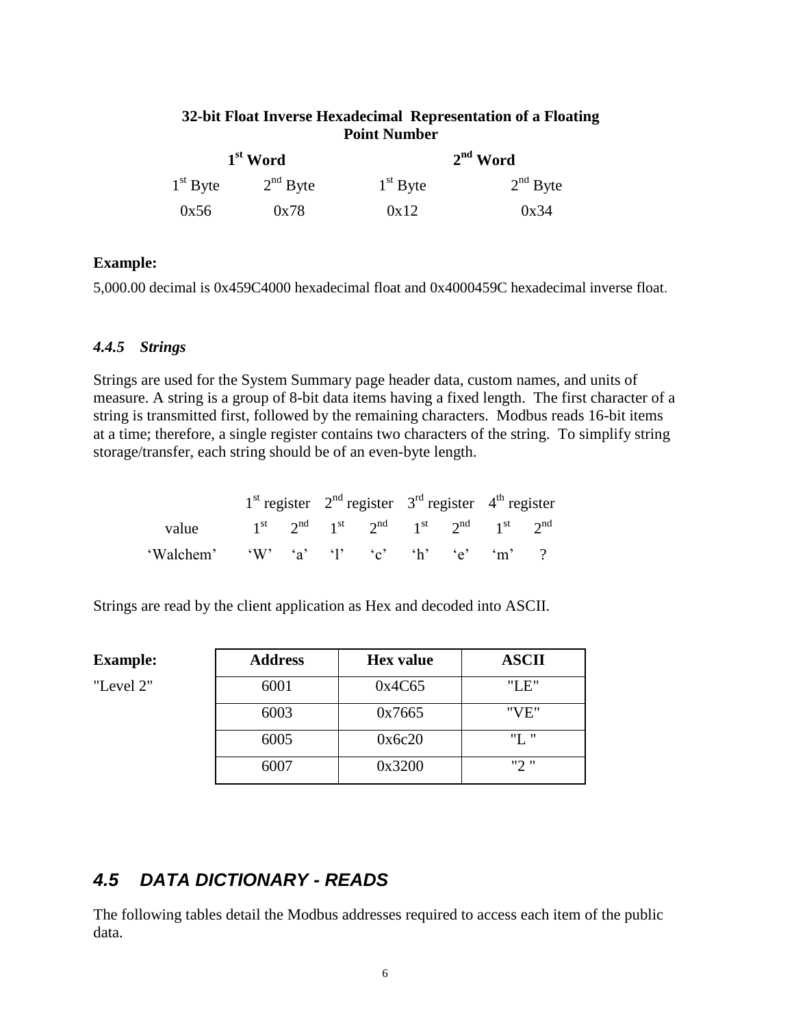**32-bit Float Inverse Hexadecimal Representation of a Floating Point Number**

| 1st Word | | 2nd Word | |
|---|---|---|---|
| 1st Byte | 2nd Byte | 1st Byte | 2nd Byte |
| 0x56 | 0x78 | 0x12 | 0x34 |

**Example:**

5,000.00 decimal is 0x459C4000 hexadecimal float and 0x4000459C hexadecimal inverse float.

### *4.4.5 Strings*

Strings are used for the System Summary page header data, custom names, and units of measure. A string is a group of 8-bit data items having a fixed length. The first character of a string is transmitted first, followed by the remaining characters. Modbus reads 16-bit items at a time; therefore, a single register contains two characters of the string. To simplify string storage/transfer, each string should be of an even-byte length.

| | 1st register | | 2nd register | | 3rd register | | 4th register | |
|---|---|---|---|---|---|---|---|---|
| value | 1st | 2nd | 1st | 2nd | 1st | 2nd | 1st | 2nd |
| 'Walchem' | 'W' | 'a' | 'l' | 'c' | 'h' | 'e' | 'm' | ? |

Strings are read by the client application as Hex and decoded into ASCII.

**Example:**

"Level 2"

| Address | Hex value | ASCII |
|---|---|---|
| 6001 | 0x4C65 | "LE" |
| 6003 | 0x7665 | "VE" |
| 6005 | 0x6c20 | "L " |
| 6007 | 0x3200 | "2 " |

## *4.5 DATA DICTIONARY - READS*

The following tables detail the Modbus addresses required to access each item of the public data.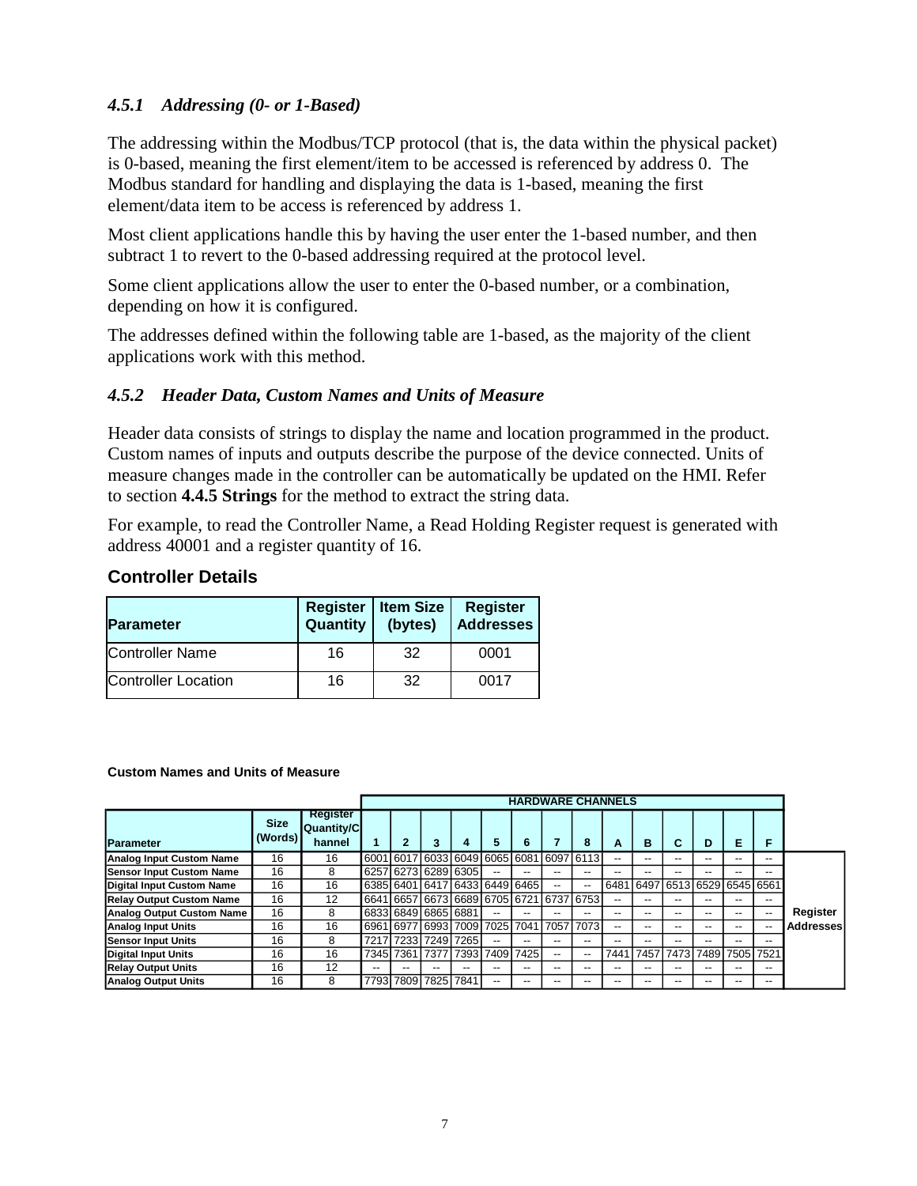### *4.5.1 Addressing (0- or 1-Based)*

The addressing within the Modbus/TCP protocol (that is, the data within the physical packet) is 0-based, meaning the first element/item to be accessed is referenced by address 0. The Modbus standard for handling and displaying the data is 1-based, meaning the first element/data item to be access is referenced by address 1.

Most client applications handle this by having the user enter the 1-based number, and then subtract 1 to revert to the 0-based addressing required at the protocol level.

Some client applications allow the user to enter the 0-based number, or a combination, depending on how it is configured.

The addresses defined within the following table are 1-based, as the majority of the client applications work with this method.

### *4.5.2 Header Data, Custom Names and Units of Measure*

Header data consists of strings to display the name and location programmed in the product. Custom names of inputs and outputs describe the purpose of the device connected. Units of measure changes made in the controller can be automatically be updated on the HMI. Refer to section **4.4.5 Strings** for the method to extract the string data.

For example, to read the Controller Name, a Read Holding Register request is generated with address 40001 and a register quantity of 16.

## Controller Details

| Parameter | Register Quantity | Item Size (bytes) | Register Addresses |
|---|---|---|---|
| Controller Name | 16 | 32 | 0001 |
| Controller Location | 16 | 32 | 0017 |

**Custom Names and Units of Measure**

| | | | HARDWARE CHANNELS | | | | | | | | | | | | | | | | |
|---|---|---|---|---|---|---|---|---|---|---|---|---|---|---|---|---|---|---|---|
| Parameter | Size (Words) | Register Quantity/Channel | 1 | 2 | 3 | 4 | 5 | 6 | 7 | 8 | A | B | C | D | E | F | |
| Analog Input Custom Name | 16 | 16 | 6001 | 6017 | 6033 | 6049 | 6065 | 6081 | 6097 | 6113 | -- | -- | -- | -- | -- | -- | Register Addresses |
| Sensor Input Custom Name | 16 | 8 | 6257 | 6273 | 6289 | 6305 | -- | -- | -- | -- | -- | -- | -- | -- | -- | -- | |
| Digital Input Custom Name | 16 | 16 | 6385 | 6401 | 6417 | 6433 | 6449 | 6465 | -- | -- | 6481 | 6497 | 6513 | 6529 | 6545 | 6561 | |
| Relay Output Custom Name | 16 | 12 | 6641 | 6657 | 6673 | 6689 | 6705 | 6721 | 6737 | 6753 | -- | -- | -- | -- | -- | -- | |
| Analog Output Custom Name | 16 | 8 | 6833 | 6849 | 6865 | 6881 | -- | -- | -- | -- | -- | -- | -- | -- | -- | -- | |
| Analog Input Units | 16 | 16 | 6961 | 6977 | 6993 | 7009 | 7025 | 7041 | 7057 | 7073 | -- | -- | -- | -- | -- | -- | |
| Sensor Input Units | 16 | 8 | 7217 | 7233 | 7249 | 7265 | -- | -- | -- | -- | -- | -- | -- | -- | -- | -- | |
| Digital Input Units | 16 | 16 | 7345 | 7361 | 7377 | 7393 | 7409 | 7425 | -- | -- | 7441 | 7457 | 7473 | 7489 | 7505 | 7521 | |
| Relay Output Units | 16 | 12 | -- | -- | -- | -- | -- | -- | -- | -- | -- | -- | -- | -- | -- | -- | |
| Analog Output Units | 16 | 8 | 7793 | 7809 | 7825 | 7841 | -- | -- | -- | -- | -- | -- | -- | -- | -- | -- | |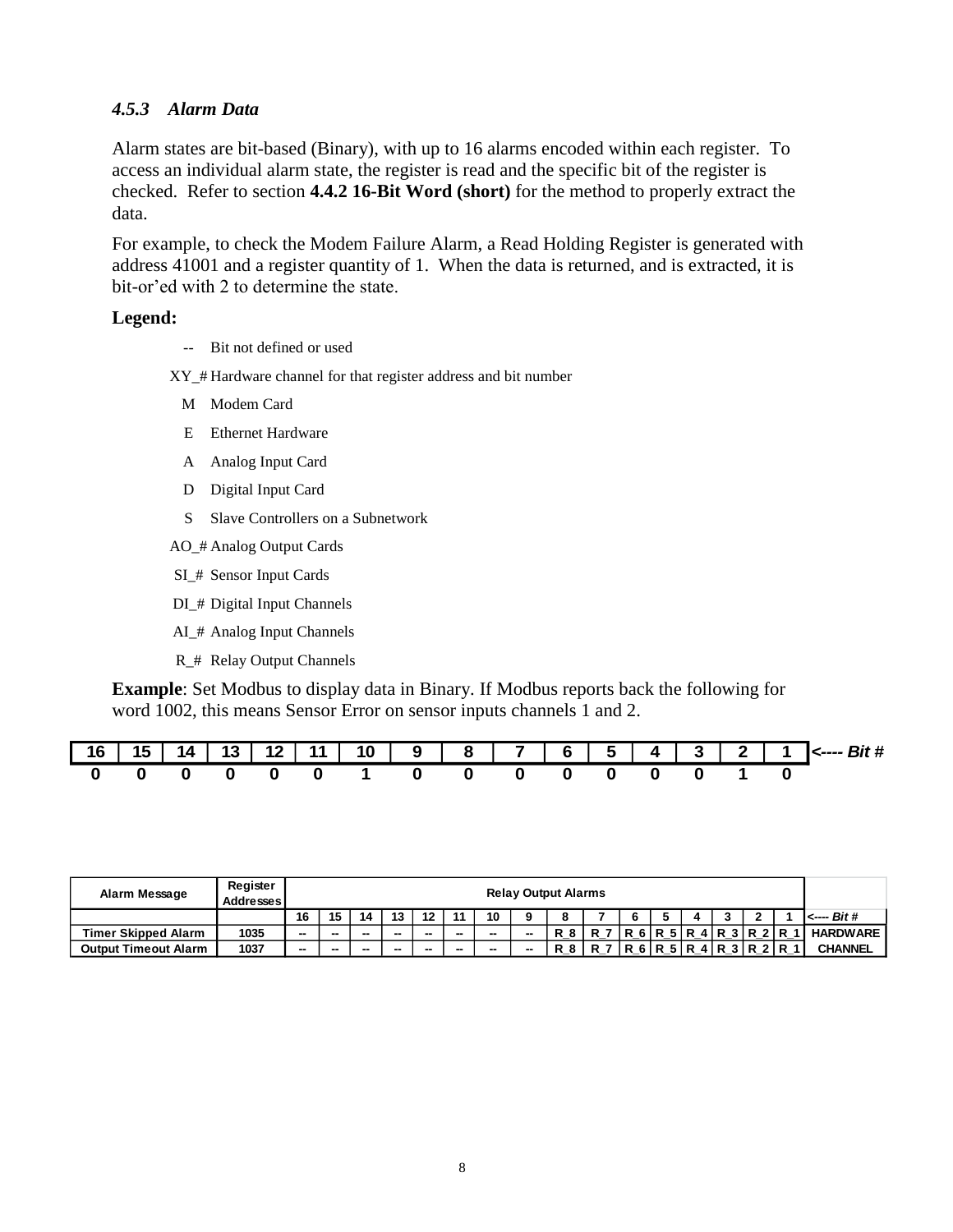### *4.5.3 Alarm Data*

Alarm states are bit-based (Binary), with up to 16 alarms encoded within each register. To access an individual alarm state, the register is read and the specific bit of the register is checked. Refer to section **4.4.2 16-Bit Word (short)** for the method to properly extract the data.

For example, to check the Modem Failure Alarm, a Read Holding Register is generated with address 41001 and a register quantity of 1. When the data is returned, and is extracted, it is bit-or'ed with 2 to determine the state.

**Legend:**

- -- Bit not defined or used
- XY_# Hardware channel for that register address and bit number
- M Modem Card
- E Ethernet Hardware
- A Analog Input Card
- D Digital Input Card
- S Slave Controllers on a Subnetwork
- AO_# Analog Output Cards
- SI_# Sensor Input Cards
- DI_# Digital Input Channels
- AI_# Analog Input Channels
- R_# Relay Output Channels

**Example**: Set Modbus to display data in Binary. If Modbus reports back the following for word 1002, this means Sensor Error on sensor inputs channels 1 and 2.

| 16 | 15 | 14 | 13 | 12 | 11 | 10 | 9 | 8 | 7 | 6 | 5 | 4 | 3 | 2 | 1 | *<---- Bit #* |
|---|---|---|---|---|---|---|---|---|---|---|---|---|---|---|---|---|
| 0 | 0 | 0 | 0 | 0 | 0 | 1 | 0 | 0 | 0 | 0 | 0 | 0 | 0 | 1 | 0 | |

| Alarm Message | Register Addresses | Relay Output Alarms | | | | | | | | | | | | | | | | |
|---|---|---|---|---|---|---|---|---|---|---|---|---|---|---|---|---|---|---|
| | | 16 | 15 | 14 | 13 | 12 | 11 | 10 | 9 | 8 | 7 | 6 | 5 | 4 | 3 | 2 | 1 | *<---- Bit #* |
| Timer Skipped Alarm | 1035 | -- | -- | -- | -- | -- | -- | -- | -- | R_8 | R_7 | R_6 | R_5 | R_4 | R_3 | R_2 | R_1 | HARDWARE |
| Output Timeout Alarm | 1037 | -- | -- | -- | -- | -- | -- | -- | -- | R_8 | R_7 | R_6 | R_5 | R_4 | R_3 | R_2 | R_1 | CHANNEL |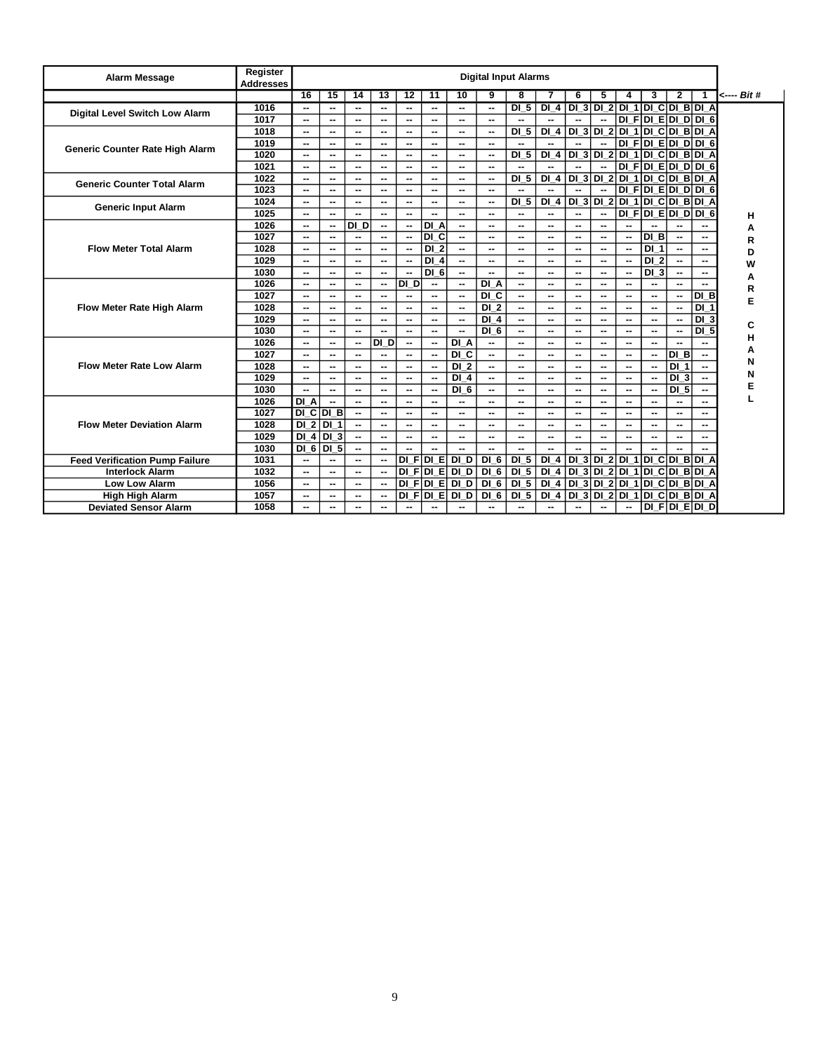| Alarm Message | Register Addresses | Digital Input Alarms | | | | | | | | | | | | | | | | |
|---|---|---|---|---|---|---|---|---|---|---|---|---|---|---|---|---|---|---|
| | | 16 | 15 | 14 | 13 | 12 | 11 | 10 | 9 | 8 | 7 | 6 | 5 | 4 | 3 | 2 | 1 | <---- *Bit #* |
| Digital Level Switch Low Alarm | 1016 | -- | -- | -- | -- | -- | -- | -- | -- | DI_5 | DI_4 | DI_3 | DI_2 | DI_1 | DI_C | DI_B | DI_A | |
| | 1017 | -- | -- | -- | -- | -- | -- | -- | -- | -- | -- | -- | -- | DI_F | DI_E | DI_D | DI_6 | |
| Generic Counter Rate High Alarm | 1018 | -- | -- | -- | -- | -- | -- | -- | -- | DI_5 | DI_4 | DI_3 | DI_2 | DI_1 | DI_C | DI_B | DI_A | |
| | 1019 | -- | -- | -- | -- | -- | -- | -- | -- | -- | -- | -- | -- | DI_F | DI_E | DI_D | DI_6 | |
| | 1020 | -- | -- | -- | -- | -- | -- | -- | -- | DI_5 | DI_4 | DI_3 | DI_2 | DI_1 | DI_C | DI_B | DI_A | |
| | 1021 | -- | -- | -- | -- | -- | -- | -- | -- | -- | -- | -- | -- | DI_F | DI_E | DI_D | DI_6 | |
| Generic Counter Total Alarm | 1022 | -- | -- | -- | -- | -- | -- | -- | -- | DI_5 | DI_4 | DI_3 | DI_2 | DI_1 | DI_C | DI_B | DI_A | |
| | 1023 | -- | -- | -- | -- | -- | -- | -- | -- | -- | -- | -- | -- | DI_F | DI_E | DI_D | DI_6 | |
| Generic Input Alarm | 1024 | -- | -- | -- | -- | -- | -- | -- | -- | DI_5 | DI_4 | DI_3 | DI_2 | DI_1 | DI_C | DI_B | DI_A | |
| | 1025 | -- | -- | -- | -- | -- | -- | -- | -- | -- | -- | -- | -- | DI_F | DI_E | DI_D | DI_6 | HARDWARE CHANNEL |
| Flow Meter Total Alarm | 1026 | -- | -- | DI_D | -- | -- | DI_A | -- | -- | -- | -- | -- | -- | -- | -- | -- | -- | |
| | 1027 | -- | -- | -- | -- | -- | DI_C | -- | -- | -- | -- | -- | -- | -- | DI_B | -- | -- | |
| | 1028 | -- | -- | -- | -- | -- | DI_2 | -- | -- | -- | -- | -- | -- | -- | DI_1 | -- | -- | |
| | 1029 | -- | -- | -- | -- | -- | DI_4 | -- | -- | -- | -- | -- | -- | -- | DI_2 | -- | -- | |
| | 1030 | -- | -- | -- | -- | -- | DI_6 | -- | -- | -- | -- | -- | -- | -- | DI_3 | -- | -- | |
| Flow Meter Rate High Alarm | 1026 | -- | -- | -- | -- | DI_D | -- | -- | DI_A | -- | -- | -- | -- | -- | -- | -- | -- | |
| | 1027 | -- | -- | -- | -- | -- | -- | -- | DI_C | -- | -- | -- | -- | -- | -- | -- | DI_B | |
| | 1028 | -- | -- | -- | -- | -- | -- | -- | DI_2 | -- | -- | -- | -- | -- | -- | -- | DI_1 | |
| | 1029 | -- | -- | -- | -- | -- | -- | -- | DI_4 | -- | -- | -- | -- | -- | -- | -- | DI_3 | |
| | 1030 | -- | -- | -- | -- | -- | -- | -- | DI_6 | -- | -- | -- | -- | -- | -- | -- | DI_5 | |
| Flow Meter Rate Low Alarm | 1026 | -- | -- | -- | DI_D | -- | -- | DI_A | -- | -- | -- | -- | -- | -- | -- | -- | -- | |
| | 1027 | -- | -- | -- | -- | -- | -- | DI_C | -- | -- | -- | -- | -- | -- | -- | DI_B | -- | |
| | 1028 | -- | -- | -- | -- | -- | -- | DI_2 | -- | -- | -- | -- | -- | -- | -- | DI_1 | -- | |
| | 1029 | -- | -- | -- | -- | -- | -- | DI_4 | -- | -- | -- | -- | -- | -- | -- | DI_3 | -- | |
| | 1030 | -- | -- | -- | -- | -- | -- | DI_6 | -- | -- | -- | -- | -- | -- | -- | DI_5 | -- | |
| Flow Meter Deviation Alarm | 1026 | DI_A | -- | -- | -- | -- | -- | -- | -- | -- | -- | -- | -- | -- | -- | -- | -- | |
| | 1027 | DI_C | DI_B | -- | -- | -- | -- | -- | -- | -- | -- | -- | -- | -- | -- | -- | -- | |
| | 1028 | DI_2 | DI_1 | -- | -- | -- | -- | -- | -- | -- | -- | -- | -- | -- | -- | -- | -- | |
| | 1029 | DI_4 | DI_3 | -- | -- | -- | -- | -- | -- | -- | -- | -- | -- | -- | -- | -- | -- | |
| | 1030 | DI_6 | DI_5 | -- | -- | -- | -- | -- | -- | -- | -- | -- | -- | -- | -- | -- | -- | |
| Feed Verification Pump Failure | 1031 | -- | -- | -- | -- | DI_F | DI_E | DI_D | DI_6 | DI_5 | DI_4 | DI_3 | DI_2 | DI_1 | DI_C | DI_B | DI_A | |
| Interlock Alarm | 1032 | -- | -- | -- | -- | DI_F | DI_E | DI_D | DI_6 | DI_5 | DI_4 | DI_3 | DI_2 | DI_1 | DI_C | DI_B | DI_A | |
| Low Low Alarm | 1056 | -- | -- | -- | -- | DI_F | DI_E | DI_D | DI_6 | DI_5 | DI_4 | DI_3 | DI_2 | DI_1 | DI_C | DI_B | DI_A | |
| High High Alarm | 1057 | -- | -- | -- | -- | DI_F | DI_E | DI_D | DI_6 | DI_5 | DI_4 | DI_3 | DI_2 | DI_1 | DI_C | DI_B | DI_A | |
| Deviated Sensor Alarm | 1058 | -- | -- | -- | -- | -- | -- | -- | -- | -- | -- | -- | -- | -- | DI_F | DI_E | DI_D | |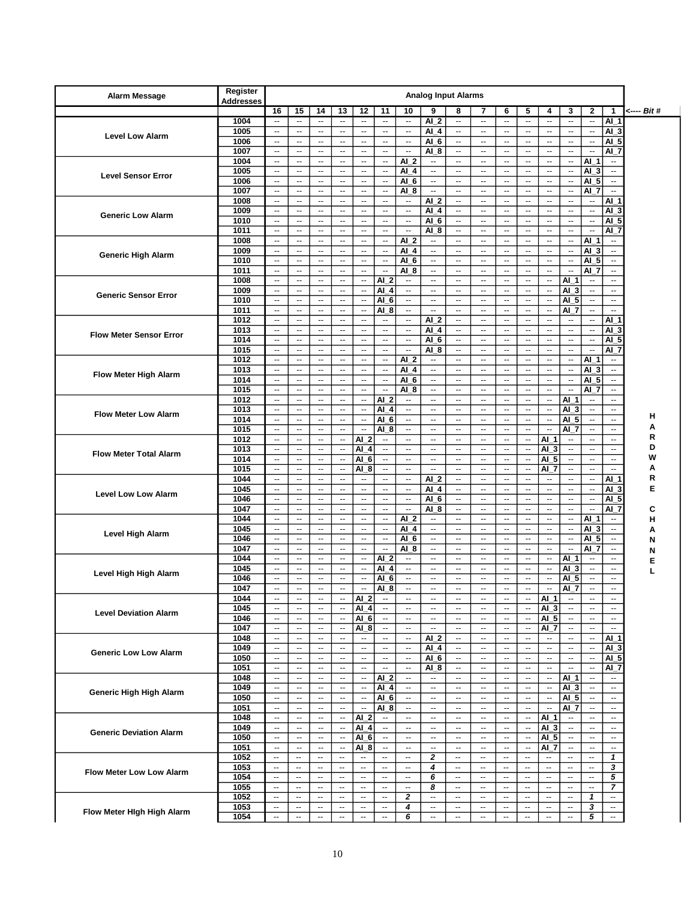| Alarm Message | Register Addresses | Analog Input Alarms | | | | | | | | | | | | | | | | |
|---|---|---|---|---|---|---|---|---|---|---|---|---|---|---|---|---|---|---|
| | | 16 | 15 | 14 | 13 | 12 | 11 | 10 | 9 | 8 | 7 | 6 | 5 | 4 | 3 | 2 | 1 | <---- *Bit #* |
| **Level Low Alarm** | 1004 | -- | -- | -- | -- | -- | -- | -- | AI_2 | -- | -- | -- | -- | -- | -- | -- | AI_1 | |
| | 1005 | -- | -- | -- | -- | -- | -- | -- | AI_4 | -- | -- | -- | -- | -- | -- | -- | AI_3 | |
| | 1006 | -- | -- | -- | -- | -- | -- | -- | AI_6 | -- | -- | -- | -- | -- | -- | -- | AI_5 | |
| | 1007 | -- | -- | -- | -- | -- | -- | -- | AI_8 | -- | -- | -- | -- | -- | -- | -- | AI_7 | |
| **Level Sensor Error** | 1004 | -- | -- | -- | -- | -- | -- | AI_2 | -- | -- | -- | -- | -- | -- | -- | AI_1 | -- | |
| | 1005 | -- | -- | -- | -- | -- | -- | AI_4 | -- | -- | -- | -- | -- | -- | -- | AI_3 | -- | |
| | 1006 | -- | -- | -- | -- | -- | -- | AI_6 | -- | -- | -- | -- | -- | -- | -- | AI_5 | -- | |
| | 1007 | -- | -- | -- | -- | -- | -- | AI_8 | -- | -- | -- | -- | -- | -- | -- | AI_7 | -- | |
| **Generic Low Alarm** | 1008 | -- | -- | -- | -- | -- | -- | -- | AI_2 | -- | -- | -- | -- | -- | -- | -- | AI_1 | |
| | 1009 | -- | -- | -- | -- | -- | -- | -- | AI_4 | -- | -- | -- | -- | -- | -- | -- | AI_3 | |
| | 1010 | -- | -- | -- | -- | -- | -- | -- | AI_6 | -- | -- | -- | -- | -- | -- | -- | AI_5 | |
| | 1011 | -- | -- | -- | -- | -- | -- | -- | AI_8 | -- | -- | -- | -- | -- | -- | -- | AI_7 | |
| **Generic High Alarm** | 1008 | -- | -- | -- | -- | -- | -- | AI_2 | -- | -- | -- | -- | -- | -- | -- | AI_1 | -- | |
| | 1009 | -- | -- | -- | -- | -- | -- | AI_4 | -- | -- | -- | -- | -- | -- | -- | AI_3 | -- | |
| | 1010 | -- | -- | -- | -- | -- | -- | AI_6 | -- | -- | -- | -- | -- | -- | -- | AI_5 | -- | |
| | 1011 | -- | -- | -- | -- | -- | -- | AI_8 | -- | -- | -- | -- | -- | -- | -- | AI_7 | -- | |
| **Generic Sensor Error** | 1008 | -- | -- | -- | -- | -- | AI_2 | -- | -- | -- | -- | -- | -- | -- | AI_1 | -- | -- | |
| | 1009 | -- | -- | -- | -- | -- | AI_4 | -- | -- | -- | -- | -- | -- | -- | AI_3 | -- | -- | |
| | 1010 | -- | -- | -- | -- | -- | AI_6 | -- | -- | -- | -- | -- | -- | -- | AI_5 | -- | -- | |
| | 1011 | -- | -- | -- | -- | -- | AI_8 | -- | -- | -- | -- | -- | -- | -- | AI_7 | -- | -- | |
| **Flow Meter Sensor Error** | 1012 | -- | -- | -- | -- | -- | -- | -- | AI_2 | -- | -- | -- | -- | -- | -- | -- | AI_1 | |
| | 1013 | -- | -- | -- | -- | -- | -- | -- | AI_4 | -- | -- | -- | -- | -- | -- | -- | AI_3 | |
| | 1014 | -- | -- | -- | -- | -- | -- | -- | AI_6 | -- | -- | -- | -- | -- | -- | -- | AI_5 | |
| | 1015 | -- | -- | -- | -- | -- | -- | -- | AI_8 | -- | -- | -- | -- | -- | -- | -- | AI_7 | |
| **Flow Meter High Alarm** | 1012 | -- | -- | -- | -- | -- | -- | AI_2 | -- | -- | -- | -- | -- | -- | -- | AI_1 | -- | |
| | 1013 | -- | -- | -- | -- | -- | -- | AI_4 | -- | -- | -- | -- | -- | -- | -- | AI_3 | -- | |
| | 1014 | -- | -- | -- | -- | -- | -- | AI_6 | -- | -- | -- | -- | -- | -- | -- | AI_5 | -- | |
| | 1015 | -- | -- | -- | -- | -- | -- | AI_8 | -- | -- | -- | -- | -- | -- | -- | AI_7 | -- | |
| **Flow Meter Low Alarm** | 1012 | -- | -- | -- | -- | -- | AI_2 | -- | -- | -- | -- | -- | -- | -- | AI_1 | -- | -- | |
| | 1013 | -- | -- | -- | -- | -- | AI_4 | -- | -- | -- | -- | -- | -- | -- | AI_3 | -- | -- | |
| | 1014 | -- | -- | -- | -- | -- | AI_6 | -- | -- | -- | -- | -- | -- | -- | AI_5 | -- | -- | |
| | 1015 | -- | -- | -- | -- | -- | AI_8 | -- | -- | -- | -- | -- | -- | -- | AI_7 | -- | -- | |
| **Flow Meter Total Alarm** | 1012 | -- | -- | -- | -- | AI_2 | -- | -- | -- | -- | -- | -- | -- | AI_1 | -- | -- | -- | |
| | 1013 | -- | -- | -- | -- | AI_4 | -- | -- | -- | -- | -- | -- | -- | AI_3 | -- | -- | -- | |
| | 1014 | -- | -- | -- | -- | AI_6 | -- | -- | -- | -- | -- | -- | -- | AI_5 | -- | -- | -- | |
| | 1015 | -- | -- | -- | -- | AI_8 | -- | -- | -- | -- | -- | -- | -- | AI_7 | -- | -- | -- | |
| **Level Low Low Alarm** | 1044 | -- | -- | -- | -- | -- | -- | -- | AI_2 | -- | -- | -- | -- | -- | -- | -- | AI_1 | |
| | 1045 | -- | -- | -- | -- | -- | -- | -- | AI_4 | -- | -- | -- | -- | -- | -- | -- | AI_3 | |
| | 1046 | -- | -- | -- | -- | -- | -- | -- | AI_6 | -- | -- | -- | -- | -- | -- | -- | AI_5 | |
| | 1047 | -- | -- | -- | -- | -- | -- | -- | AI_8 | -- | -- | -- | -- | -- | -- | -- | AI_7 | |
| **Level High Alarm** | 1044 | -- | -- | -- | -- | -- | -- | AI_2 | -- | -- | -- | -- | -- | -- | -- | AI_1 | -- | |
| | 1045 | -- | -- | -- | -- | -- | -- | AI_4 | -- | -- | -- | -- | -- | -- | -- | AI_3 | -- | |
| | 1046 | -- | -- | -- | -- | -- | -- | AI_6 | -- | -- | -- | -- | -- | -- | -- | AI_5 | -- | |
| | 1047 | -- | -- | -- | -- | -- | -- | AI_8 | -- | -- | -- | -- | -- | -- | -- | AI_7 | -- | |
| **Level High High Alarm** | 1044 | -- | -- | -- | -- | -- | AI_2 | -- | -- | -- | -- | -- | -- | -- | AI_1 | -- | -- | |
| | 1045 | -- | -- | -- | -- | -- | AI_4 | -- | -- | -- | -- | -- | -- | -- | AI_3 | -- | -- | |
| | 1046 | -- | -- | -- | -- | -- | AI_6 | -- | -- | -- | -- | -- | -- | -- | AI_5 | -- | -- | |
| | 1047 | -- | -- | -- | -- | -- | AI_8 | -- | -- | -- | -- | -- | -- | -- | AI_7 | -- | -- | |
| **Level Deviation Alarm** | 1044 | -- | -- | -- | -- | AI_2 | -- | -- | -- | -- | -- | -- | -- | AI_1 | -- | -- | -- | |
| | 1045 | -- | -- | -- | -- | AI_4 | -- | -- | -- | -- | -- | -- | -- | AI_3 | -- | -- | -- | |
| | 1046 | -- | -- | -- | -- | AI_6 | -- | -- | -- | -- | -- | -- | -- | AI_5 | -- | -- | -- | |
| | 1047 | -- | -- | -- | -- | AI_8 | -- | -- | -- | -- | -- | -- | -- | AI_7 | -- | -- | -- | |
| **Generic Low Low Alarm** | 1048 | -- | -- | -- | -- | -- | -- | -- | AI_2 | -- | -- | -- | -- | -- | -- | -- | AI_1 | |
| | 1049 | -- | -- | -- | -- | -- | -- | -- | AI_4 | -- | -- | -- | -- | -- | -- | -- | AI_3 | |
| | 1050 | -- | -- | -- | -- | -- | -- | -- | AI_6 | -- | -- | -- | -- | -- | -- | -- | AI_5 | |
| | 1051 | -- | -- | -- | -- | -- | -- | -- | AI_8 | -- | -- | -- | -- | -- | -- | -- | AI_7 | |
| **Generic High High Alarm** | 1048 | -- | -- | -- | -- | -- | AI_2 | -- | -- | -- | -- | -- | -- | -- | AI_1 | -- | -- | |
| | 1049 | -- | -- | -- | -- | -- | AI_4 | -- | -- | -- | -- | -- | -- | -- | AI_3 | -- | -- | |
| | 1050 | -- | -- | -- | -- | -- | AI_6 | -- | -- | -- | -- | -- | -- | -- | AI_5 | -- | -- | |
| | 1051 | -- | -- | -- | -- | -- | AI_8 | -- | -- | -- | -- | -- | -- | -- | AI_7 | -- | -- | |
| **Generic Deviation Alarm** | 1048 | -- | -- | -- | -- | AI_2 | -- | -- | -- | -- | -- | -- | -- | AI_1 | -- | -- | -- | |
| | 1049 | -- | -- | -- | -- | AI_4 | -- | -- | -- | -- | -- | -- | -- | AI_3 | -- | -- | -- | |
| | 1050 | -- | -- | -- | -- | AI_6 | -- | -- | -- | -- | -- | -- | -- | AI_5 | -- | -- | -- | |
| | 1051 | -- | -- | -- | -- | AI_8 | -- | -- | -- | -- | -- | -- | -- | AI_7 | -- | -- | -- | |
| **Flow Meter Low Low Alarm** | 1052 | -- | -- | -- | -- | -- | -- | -- | *2* | -- | -- | -- | -- | -- | -- | -- | *1* | |
| | 1053 | -- | -- | -- | -- | -- | -- | -- | *4* | -- | -- | -- | -- | -- | -- | -- | *3* | |
| | 1054 | -- | -- | -- | -- | -- | -- | -- | *6* | -- | -- | -- | -- | -- | -- | -- | *5* | |
| | 1055 | -- | -- | -- | -- | -- | -- | -- | *8* | -- | -- | -- | -- | -- | -- | -- | *7* | |
| **Flow Meter HIgh High Alarm** | 1052 | -- | -- | -- | -- | -- | -- | *2* | -- | -- | -- | -- | -- | -- | -- | *1* | -- | |
| | 1053 | -- | -- | -- | -- | -- | -- | *4* | -- | -- | -- | -- | -- | -- | -- | *3* | -- | |
| | 1054 | -- | -- | -- | -- | -- | -- | *6* | -- | -- | -- | -- | -- | -- | -- | *5* | -- | |

**HARDWARE CHANNEL**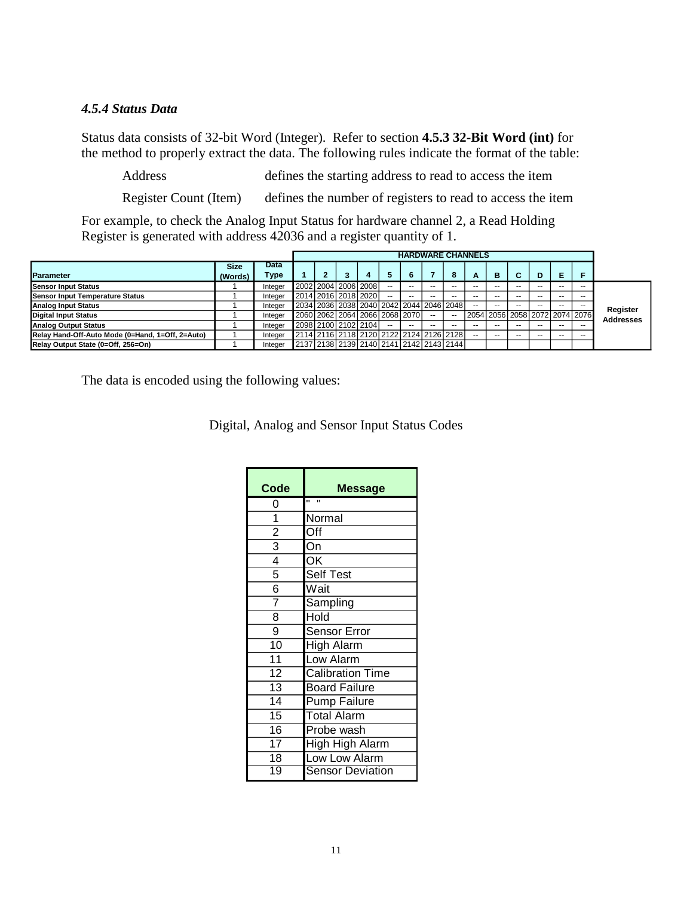### *4.5.4 Status Data*

Status data consists of 32-bit Word (Integer). Refer to section **4.5.3 32-Bit Word (int)** for the method to properly extract the data. The following rules indicate the format of the table:

| | |
|---|---|
| Address | defines the starting address to read to access the item |
| Register Count (Item) | defines the number of registers to read to access the item |

For example, to check the Analog Input Status for hardware channel 2, a Read Holding Register is generated with address 42036 and a register quantity of 1.

| | | | HARDWARE CHANNELS | | | | | | | | | | | | | | | |
|---|---|---|---|---|---|---|---|---|---|---|---|---|---|---|---|---|---|---|
| **Parameter** | **Size (Words)** | **Data Type** | **1** | **2** | **3** | **4** | **5** | **6** | **7** | **8** | **A** | **B** | **C** | **D** | **E** | **F** | |
| **Sensor Input Status** | 1 | Integer | 2002 | 2004 | 2006 | 2008 | -- | -- | -- | -- | -- | -- | -- | -- | -- | -- | **Register Addresses** |
| **Sensor Input Temperature Status** | 1 | Integer | 2014 | 2016 | 2018 | 2020 | -- | -- | -- | -- | -- | -- | -- | -- | -- | -- | |
| **Analog Input Status** | 1 | Integer | 2034 | 2036 | 2038 | 2040 | 2042 | 2044 | 2046 | 2048 | -- | -- | -- | -- | -- | -- | |
| **Digital Input Status** | 1 | Integer | 2060 | 2062 | 2064 | 2066 | 2068 | 2070 | -- | -- | 2054 | 2056 | 2058 | 2072 | 2074 | 2076 | |
| **Analog Output Status** | 1 | Integer | 2098 | 2100 | 2102 | 2104 | -- | -- | -- | -- | -- | -- | -- | -- | -- | -- | |
| **Relay Hand-Off-Auto Mode (0=Hand, 1=Off, 2=Auto)** | 1 | Integer | 2114 | 2116 | 2118 | 2120 | 2122 | 2124 | 2126 | 2128 | -- | -- | -- | -- | -- | -- | |
| **Relay Output State (0=Off, 256=On)** | 1 | Integer | 2137 | 2138 | 2139 | 2140 | 2141 | 2142 | 2143 | 2144 | | | | | | | |

The data is encoded using the following values:

Digital, Analog and Sensor Input Status Codes

| Code | Message |
|---|---|
| 0 | " " |
| 1 | Normal |
| 2 | Off |
| 3 | On |
| 4 | OK |
| 5 | Self Test |
| 6 | Wait |
| 7 | Sampling |
| 8 | Hold |
| 9 | Sensor Error |
| 10 | High Alarm |
| 11 | Low Alarm |
| 12 | Calibration Time |
| 13 | Board Failure |
| 14 | Pump Failure |
| 15 | Total Alarm |
| 16 | Probe wash |
| 17 | High High Alarm |
| 18 | Low Low Alarm |
| 19 | Sensor Deviation |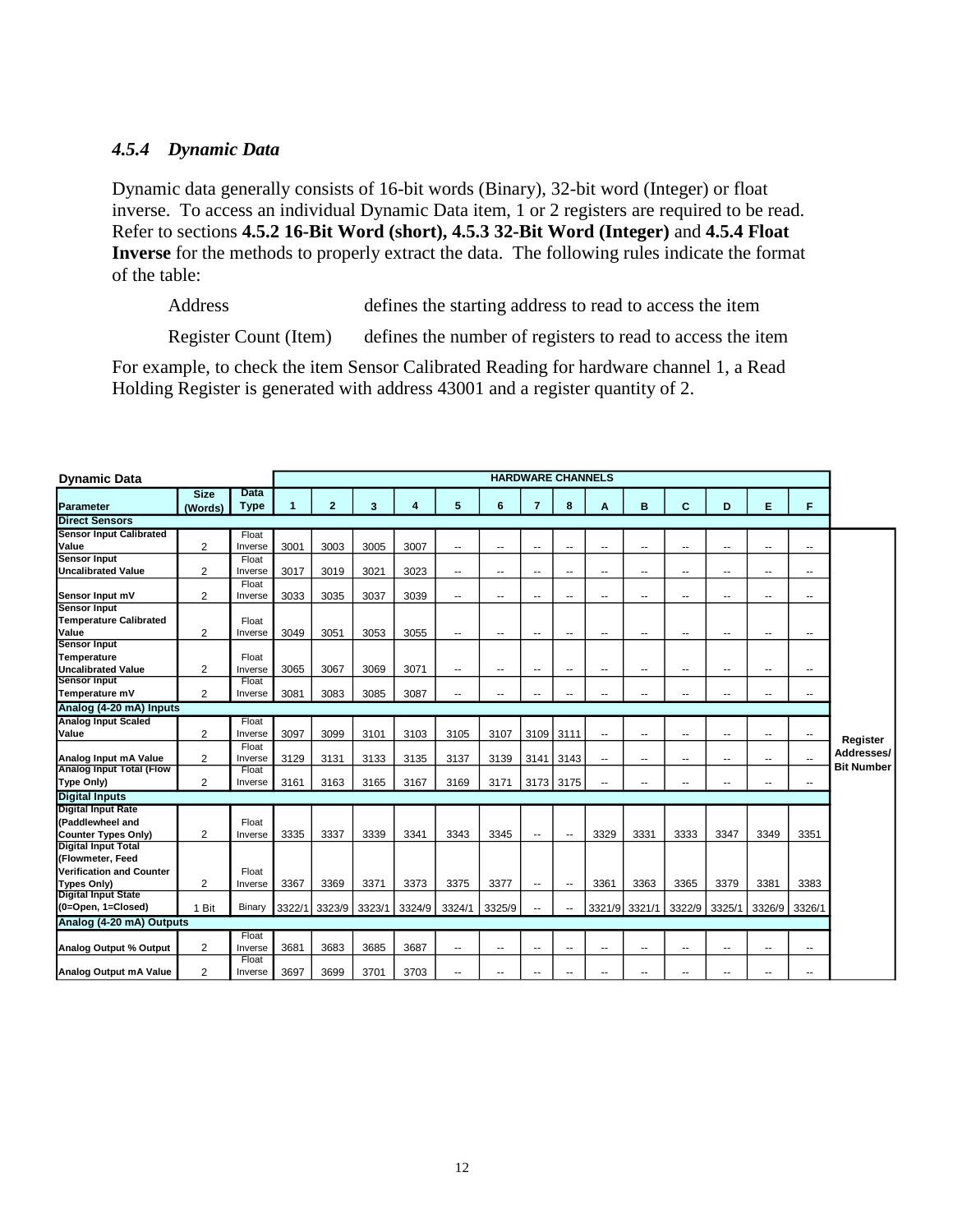### *4.5.4 Dynamic Data*

Dynamic data generally consists of 16-bit words (Binary), 32-bit word (Integer) or float inverse. To access an individual Dynamic Data item, 1 or 2 registers are required to be read. Refer to sections **4.5.2 16-Bit Word (short), 4.5.3 32-Bit Word (Integer)** and **4.5.4 Float Inverse** for the methods to properly extract the data. The following rules indicate the format of the table:

Address defines the starting address to read to access the item

Register Count (Item) defines the number of registers to read to access the item

For example, to check the item Sensor Calibrated Reading for hardware channel 1, a Read Holding Register is generated with address 43001 and a register quantity of 2.

| Dynamic Data | | | HARDWARE CHANNELS | | | | | | | | | | | | | | |
|---|---|---|---|---|---|---|---|---|---|---|---|---|---|---|---|---|---|
| Parameter | Size (Words) | Data Type | 1 | 2 | 3 | 4 | 5 | 6 | 7 | 8 | A | B | C | D | E | F | |
| **Direct Sensors** | | | | | | | | | | | | | | | | | |
| Sensor Input Calibrated Value | 2 | Float Inverse | 3001 | 3003 | 3005 | 3007 | -- | -- | -- | -- | -- | -- | -- | -- | -- | -- | Register Addresses/ Bit Number |
| Sensor Input Uncalibrated Value | 2 | Float Inverse | 3017 | 3019 | 3021 | 3023 | -- | -- | -- | -- | -- | -- | -- | -- | -- | -- | |
| Sensor Input mV | 2 | Float Inverse | 3033 | 3035 | 3037 | 3039 | -- | -- | -- | -- | -- | -- | -- | -- | -- | -- | |
| Sensor Input Temperature Calibrated Value | 2 | Float Inverse | 3049 | 3051 | 3053 | 3055 | -- | -- | -- | -- | -- | -- | -- | -- | -- | -- | |
| Sensor Input Temperature Uncalibrated Value | 2 | Float Inverse | 3065 | 3067 | 3069 | 3071 | -- | -- | -- | -- | -- | -- | -- | -- | -- | -- | |
| Sensor Input Temperature mV | 2 | Float Inverse | 3081 | 3083 | 3085 | 3087 | -- | -- | -- | -- | -- | -- | -- | -- | -- | -- | |
| **Analog (4-20 mA) Inputs** | | | | | | | | | | | | | | | | | |
| Analog Input Scaled Value | 2 | Float Inverse | 3097 | 3099 | 3101 | 3103 | 3105 | 3107 | 3109 | 3111 | -- | -- | -- | -- | -- | -- | |
| Analog Input mA Value | 2 | Float Inverse | 3129 | 3131 | 3133 | 3135 | 3137 | 3139 | 3141 | 3143 | -- | -- | -- | -- | -- | -- | |
| Analog Input Total (Flow Type Only) | 2 | Float Inverse | 3161 | 3163 | 3165 | 3167 | 3169 | 3171 | 3173 | 3175 | -- | -- | -- | -- | -- | -- | |
| **Digital Inputs** | | | | | | | | | | | | | | | | | |
| Digital Input Rate (Paddlewheel and Counter Types Only) | 2 | Float Inverse | 3335 | 3337 | 3339 | 3341 | 3343 | 3345 | -- | -- | 3329 | 3331 | 3333 | 3347 | 3349 | 3351 | |
| Digital Input Total (Flowmeter, Feed Verification and Counter Types Only) | 2 | Float Inverse | 3367 | 3369 | 3371 | 3373 | 3375 | 3377 | -- | -- | 3361 | 3363 | 3365 | 3379 | 3381 | 3383 | |
| Digital Input State (0=Open, 1=Closed) | 1 Bit | Binary | 3322/1 | 3323/9 | 3323/1 | 3324/9 | 3324/1 | 3325/9 | -- | -- | 3321/9 | 3321/1 | 3322/9 | 3325/1 | 3326/9 | 3326/1 | |
| **Analog (4-20 mA) Outputs** | | | | | | | | | | | | | | | | | |
| Analog Output % Output | 2 | Float Inverse | 3681 | 3683 | 3685 | 3687 | -- | -- | -- | -- | -- | -- | -- | -- | -- | -- | |
| Analog Output mA Value | 2 | Float Inverse | 3697 | 3699 | 3701 | 3703 | -- | -- | -- | -- | -- | -- | -- | -- | -- | -- | |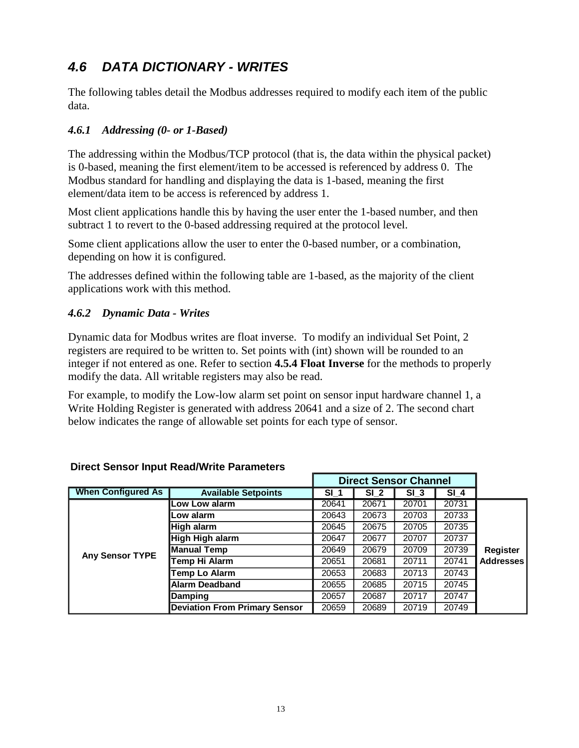## 4.6 DATA DICTIONARY - WRITES

The following tables detail the Modbus addresses required to modify each item of the public data.

### 4.6.1 Addressing (0- or 1-Based)

The addressing within the Modbus/TCP protocol (that is, the data within the physical packet) is 0-based, meaning the first element/item to be accessed is referenced by address 0. The Modbus standard for handling and displaying the data is 1-based, meaning the first element/data item to be access is referenced by address 1.

Most client applications handle this by having the user enter the 1-based number, and then subtract 1 to revert to the 0-based addressing required at the protocol level.

Some client applications allow the user to enter the 0-based number, or a combination, depending on how it is configured.

The addresses defined within the following table are 1-based, as the majority of the client applications work with this method.

### 4.6.2 Dynamic Data - Writes

Dynamic data for Modbus writes are float inverse. To modify an individual Set Point, 2 registers are required to be written to. Set points with (int) shown will be rounded to an integer if not entered as one. Refer to section **4.5.4 Float Inverse** for the methods to properly modify the data. All writable registers may also be read.

For example, to modify the Low-low alarm set point on sensor input hardware channel 1, a Write Holding Register is generated with address 20641 and a size of 2. The second chart below indicates the range of allowable set points for each type of sensor.

**Direct Sensor Input Read/Write Parameters**

| | | Direct Sensor Channel | | | | |
|---|---|---|---|---|---|---|
| **When Configured As** | **Available Setpoints** | **SI_1** | **SI_2** | **SI_3** | **SI_4** | |
| **Any Sensor TYPE** | **Low Low alarm** | 20641 | 20671 | 20701 | 20731 | **Register Addresses** |
| | **Low alarm** | 20643 | 20673 | 20703 | 20733 | |
| | **High alarm** | 20645 | 20675 | 20705 | 20735 | |
| | **High High alarm** | 20647 | 20677 | 20707 | 20737 | |
| | **Manual Temp** | 20649 | 20679 | 20709 | 20739 | |
| | **Temp Hi Alarm** | 20651 | 20681 | 20711 | 20741 | |
| | **Temp Lo Alarm** | 20653 | 20683 | 20713 | 20743 | |
| | **Alarm Deadband** | 20655 | 20685 | 20715 | 20745 | |
| | **Damping** | 20657 | 20687 | 20717 | 20747 | |
| | **Deviation From Primary Sensor** | 20659 | 20689 | 20719 | 20749 | |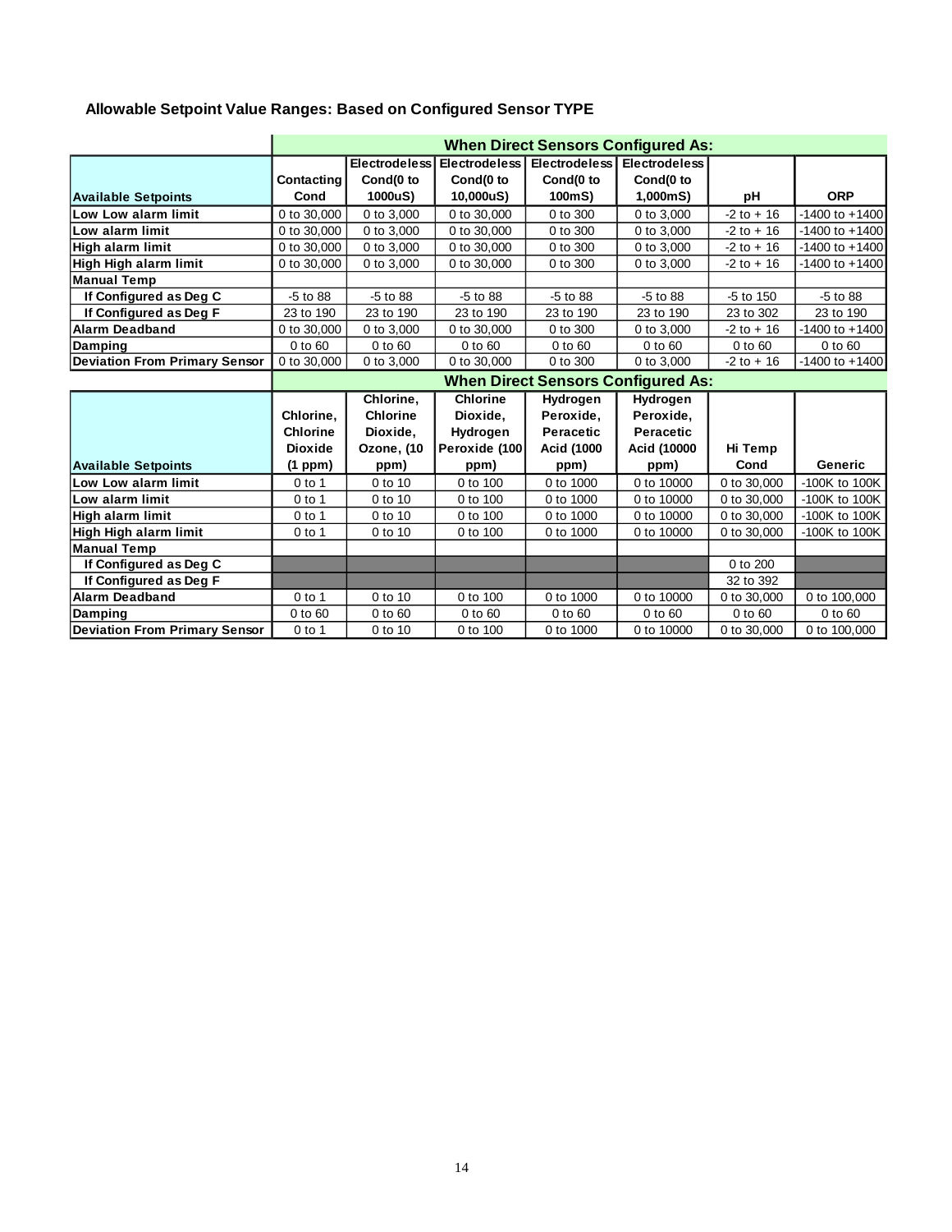### Allowable Setpoint Value Ranges: Based on Configured Sensor TYPE

| | When Direct Sensors Configured As: | | | | | | |
|---|---|---|---|---|---|---|---|
| **Available Setpoints** | **Contacting Cond** | **Electrodeless Cond(0 to 1000uS)** | **Electrodeless Cond(0 to 10,000uS)** | **Electrodeless Cond(0 to 100mS)** | **Electrodeless Cond(0 to 1,000mS)** | **pH** | **ORP** |
| **Low Low alarm limit** | 0 to 30,000 | 0 to 3,000 | 0 to 30,000 | 0 to 300 | 0 to 3,000 | -2 to + 16 | -1400 to +1400 |
| **Low alarm limit** | 0 to 30,000 | 0 to 3,000 | 0 to 30,000 | 0 to 300 | 0 to 3,000 | -2 to + 16 | -1400 to +1400 |
| **High alarm limit** | 0 to 30,000 | 0 to 3,000 | 0 to 30,000 | 0 to 300 | 0 to 3,000 | -2 to + 16 | -1400 to +1400 |
| **High High alarm limit** | 0 to 30,000 | 0 to 3,000 | 0 to 30,000 | 0 to 300 | 0 to 3,000 | -2 to + 16 | -1400 to +1400 |
| **Manual Temp** | | | | | | | |
| **If Configured as Deg C** | -5 to 88 | -5 to 88 | -5 to 88 | -5 to 88 | -5 to 88 | -5 to 150 | -5 to 88 |
| **If Configured as Deg F** | 23 to 190 | 23 to 190 | 23 to 190 | 23 to 190 | 23 to 190 | 23 to 302 | 23 to 190 |
| **Alarm Deadband** | 0 to 30,000 | 0 to 3,000 | 0 to 30,000 | 0 to 300 | 0 to 3,000 | -2 to + 16 | -1400 to +1400 |
| **Damping** | 0 to 60 | 0 to 60 | 0 to 60 | 0 to 60 | 0 to 60 | 0 to 60 | 0 to 60 |
| **Deviation From Primary Sensor** | 0 to 30,000 | 0 to 3,000 | 0 to 30,000 | 0 to 300 | 0 to 3,000 | -2 to + 16 | -1400 to +1400 |

| | When Direct Sensors Configured As: | | | | | | |
|---|---|---|---|---|---|---|---|
| **Available Setpoints** | **Chlorine, Chlorine Dioxide (1 ppm)** | **Chlorine, Chlorine Dioxide, Ozone, (10 ppm)** | **Chlorine Dioxide, Hydrogen Peroxide (100 ppm)** | **Hydrogen Peroxide, Peracetic Acid (1000 ppm)** | **Hydrogen Peroxide, Peracetic Acid (10000 ppm)** | **Hi Temp Cond** | **Generic** |
| **Low Low alarm limit** | 0 to 1 | 0 to 10 | 0 to 100 | 0 to 1000 | 0 to 10000 | 0 to 30,000 | -100K to 100K |
| **Low alarm limit** | 0 to 1 | 0 to 10 | 0 to 100 | 0 to 1000 | 0 to 10000 | 0 to 30,000 | -100K to 100K |
| **High alarm limit** | 0 to 1 | 0 to 10 | 0 to 100 | 0 to 1000 | 0 to 10000 | 0 to 30,000 | -100K to 100K |
| **High High alarm limit** | 0 to 1 | 0 to 10 | 0 to 100 | 0 to 1000 | 0 to 10000 | 0 to 30,000 | -100K to 100K |
| **Manual Temp** | | | | | | | |
| **If Configured as Deg C** | | | | | | 0 to 200 | |
| **If Configured as Deg F** | | | | | | 32 to 392 | |
| **Alarm Deadband** | 0 to 1 | 0 to 10 | 0 to 100 | 0 to 1000 | 0 to 10000 | 0 to 30,000 | 0 to 100,000 |
| **Damping** | 0 to 60 | 0 to 60 | 0 to 60 | 0 to 60 | 0 to 60 | 0 to 60 | 0 to 60 |
| **Deviation From Primary Sensor** | 0 to 1 | 0 to 10 | 0 to 100 | 0 to 1000 | 0 to 10000 | 0 to 30,000 | 0 to 100,000 |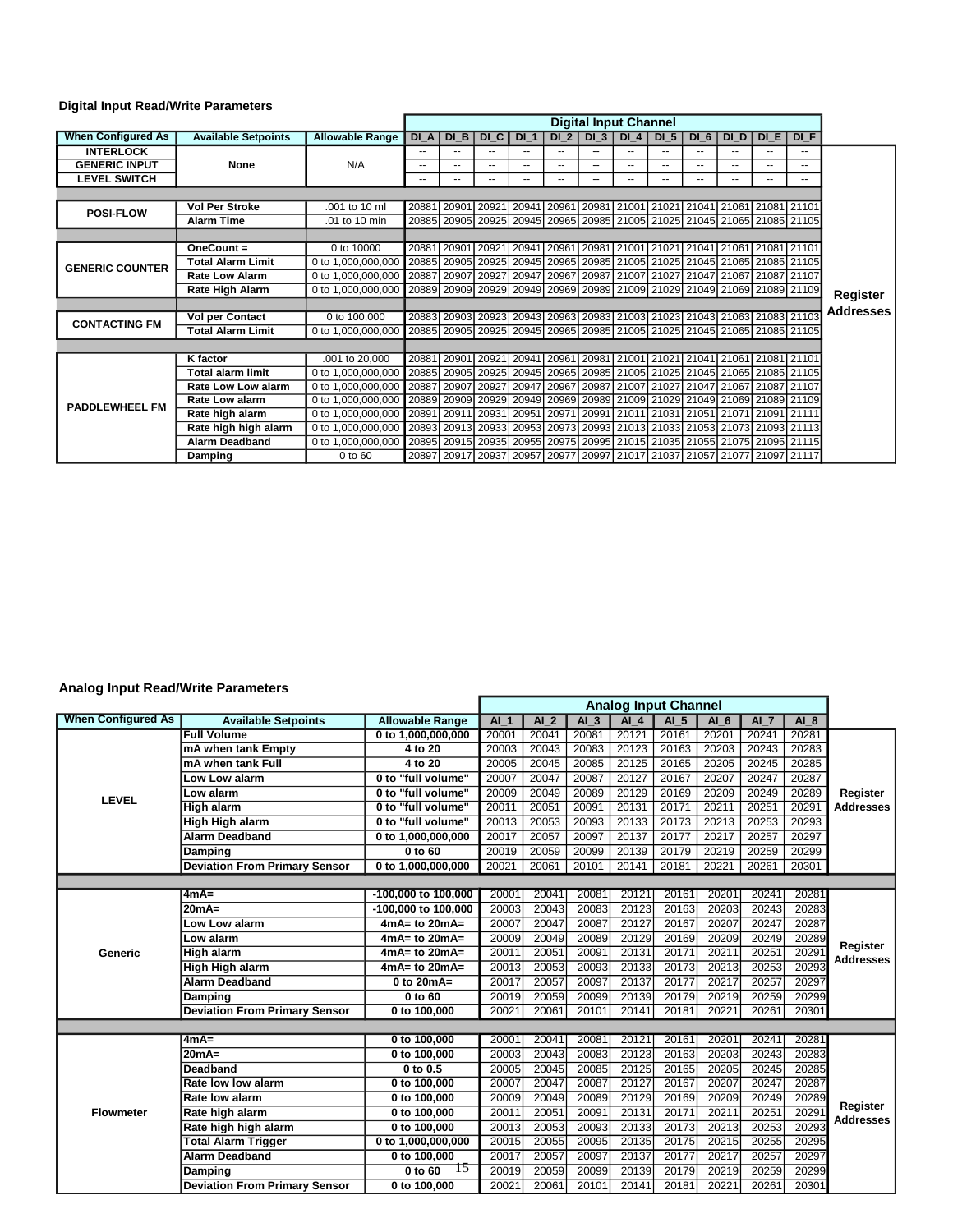### Digital Input Read/Write Parameters

| When Configured As | Available Setpoints | Allowable Range | DI_A | DI_B | DI_C | DI_1 | DI_2 | DI_3 | DI_4 | DI_5 | DI_6 | DI_D | DI_E | DI_F | |
|---|---|---|---|---|---|---|---|---|---|---|---|---|---|---|---|
| | | | Digital Input Channel | | | | | | | | | | | | |
| INTERLOCK | None | N/A | -- | -- | -- | -- | -- | -- | -- | -- | -- | -- | -- | -- | Register Addresses |
| GENERIC INPUT | | | -- | -- | -- | -- | -- | -- | -- | -- | -- | -- | -- | -- | |
| LEVEL SWITCH | | | -- | -- | -- | -- | -- | -- | -- | -- | -- | -- | -- | -- | |
| POSI-FLOW | Vol Per Stroke | .001 to 10 ml | 20881 | 20901 | 20921 | 20941 | 20961 | 20981 | 21001 | 21021 | 21041 | 21061 | 21081 | 21101 | |
| | Alarm Time | .01 to 10 min | 20885 | 20905 | 20925 | 20945 | 20965 | 20985 | 21005 | 21025 | 21045 | 21065 | 21085 | 21105 | |
| GENERIC COUNTER | OneCount = | 0 to 10000 | 20881 | 20901 | 20921 | 20941 | 20961 | 20981 | 21001 | 21021 | 21041 | 21061 | 21081 | 21101 | |
| | Total Alarm Limit | 0 to 1,000,000,000 | 20885 | 20905 | 20925 | 20945 | 20965 | 20985 | 21005 | 21025 | 21045 | 21065 | 21085 | 21105 | |
| | Rate Low Alarm | 0 to 1,000,000,000 | 20887 | 20907 | 20927 | 20947 | 20967 | 20987 | 21007 | 21027 | 21047 | 21067 | 21087 | 21107 | |
| | Rate High Alarm | 0 to 1,000,000,000 | 20889 | 20909 | 20929 | 20949 | 20969 | 20989 | 21009 | 21029 | 21049 | 21069 | 21089 | 21109 | |
| CONTACTING FM | Vol per Contact | 0 to 100,000 | 20883 | 20903 | 20923 | 20943 | 20963 | 20983 | 21003 | 21023 | 21043 | 21063 | 21083 | 21103 | |
| | Total Alarm Limit | 0 to 1,000,000,000 | 20885 | 20905 | 20925 | 20945 | 20965 | 20985 | 21005 | 21025 | 21045 | 21065 | 21085 | 21105 | |
| PADDLEWHEEL FM | K factor | .001 to 20,000 | 20881 | 20901 | 20921 | 20941 | 20961 | 20981 | 21001 | 21021 | 21041 | 21061 | 21081 | 21101 | |
| | Total alarm limit | 0 to 1,000,000,000 | 20885 | 20905 | 20925 | 20945 | 20965 | 20985 | 21005 | 21025 | 21045 | 21065 | 21085 | 21105 | |
| | Rate Low Low alarm | 0 to 1,000,000,000 | 20887 | 20907 | 20927 | 20947 | 20967 | 20987 | 21007 | 21027 | 21047 | 21067 | 21087 | 21107 | |
| | Rate Low alarm | 0 to 1,000,000,000 | 20889 | 20909 | 20929 | 20949 | 20969 | 20989 | 21009 | 21029 | 21049 | 21069 | 21089 | 21109 | |
| | Rate high alarm | 0 to 1,000,000,000 | 20891 | 20911 | 20931 | 20951 | 20971 | 20991 | 21011 | 21031 | 21051 | 21071 | 21091 | 21111 | |
| | Rate high high alarm | 0 to 1,000,000,000 | 20893 | 20913 | 20933 | 20953 | 20973 | 20993 | 21013 | 21033 | 21053 | 21073 | 21093 | 21113 | |
| | Alarm Deadband | 0 to 1,000,000,000 | 20895 | 20915 | 20935 | 20955 | 20975 | 20995 | 21015 | 21035 | 21055 | 21075 | 21095 | 21115 | |
| | Damping | 0 to 60 | 20897 | 20917 | 20937 | 20957 | 20977 | 20997 | 21017 | 21037 | 21057 | 21077 | 21097 | 21117 | |

### Analog Input Read/Write Parameters

| When Configured As | Available Setpoints | Allowable Range | AI_1 | AI_2 | AI_3 | AI_4 | AI_5 | AI_6 | AI_7 | AI_8 | |
|---|---|---|---|---|---|---|---|---|---|---|---|
| | | | Analog Input Channel | | | | | | | | |
| LEVEL | Full Volume | 0 to 1,000,000,000 | 20001 | 20041 | 20081 | 20121 | 20161 | 20201 | 20241 | 20281 | Register Addresses |
| | mA when tank Empty | 4 to 20 | 20003 | 20043 | 20083 | 20123 | 20163 | 20203 | 20243 | 20283 | |
| | mA when tank Full | 4 to 20 | 20005 | 20045 | 20085 | 20125 | 20165 | 20205 | 20245 | 20285 | |
| | Low Low alarm | 0 to "full volume" | 20007 | 20047 | 20087 | 20127 | 20167 | 20207 | 20247 | 20287 | |
| | Low alarm | 0 to "full volume" | 20009 | 20049 | 20089 | 20129 | 20169 | 20209 | 20249 | 20289 | |
| | High alarm | 0 to "full volume" | 20011 | 20051 | 20091 | 20131 | 20171 | 20211 | 20251 | 20291 | |
| | High High alarm | 0 to "full volume" | 20013 | 20053 | 20093 | 20133 | 20173 | 20213 | 20253 | 20293 | |
| | Alarm Deadband | 0 to 1,000,000,000 | 20017 | 20057 | 20097 | 20137 | 20177 | 20217 | 20257 | 20297 | |
| | Damping | 0 to 60 | 20019 | 20059 | 20099 | 20139 | 20179 | 20219 | 20259 | 20299 | |
| | Deviation From Primary Sensor | 0 to 1,000,000,000 | 20021 | 20061 | 20101 | 20141 | 20181 | 20221 | 20261 | 20301 | |
| Generic | 4mA= | -100,000 to 100,000 | 20001 | 20041 | 20081 | 20121 | 20161 | 20201 | 20241 | 20281 | Register Addresses |
| | 20mA= | -100,000 to 100,000 | 20003 | 20043 | 20083 | 20123 | 20163 | 20203 | 20243 | 20283 | |
| | Low Low alarm | 4mA= to 20mA= | 20007 | 20047 | 20087 | 20127 | 20167 | 20207 | 20247 | 20287 | |
| | Low alarm | 4mA= to 20mA= | 20009 | 20049 | 20089 | 20129 | 20169 | 20209 | 20249 | 20289 | |
| | High alarm | 4mA= to 20mA= | 20011 | 20051 | 20091 | 20131 | 20171 | 20211 | 20251 | 20291 | |
| | High High alarm | 4mA= to 20mA= | 20013 | 20053 | 20093 | 20133 | 20173 | 20213 | 20253 | 20293 | |
| | Alarm Deadband | 0 to 20mA= | 20017 | 20057 | 20097 | 20137 | 20177 | 20217 | 20257 | 20297 | |
| | Damping | 0 to 60 | 20019 | 20059 | 20099 | 20139 | 20179 | 20219 | 20259 | 20299 | |
| | Deviation From Primary Sensor | 0 to 100,000 | 20021 | 20061 | 20101 | 20141 | 20181 | 20221 | 20261 | 20301 | |
| Flowmeter | 4mA= | 0 to 100,000 | 20001 | 20041 | 20081 | 20121 | 20161 | 20201 | 20241 | 20281 | Register Addresses |
| | 20mA= | 0 to 100,000 | 20003 | 20043 | 20083 | 20123 | 20163 | 20203 | 20243 | 20283 | |
| | Deadband | 0 to 0.5 | 20005 | 20045 | 20085 | 20125 | 20165 | 20205 | 20245 | 20285 | |
| | Rate low low alarm | 0 to 100,000 | 20007 | 20047 | 20087 | 20127 | 20167 | 20207 | 20247 | 20287 | |
| | Rate low alarm | 0 to 100,000 | 20009 | 20049 | 20089 | 20129 | 20169 | 20209 | 20249 | 20289 | |
| | Rate high alarm | 0 to 100,000 | 20011 | 20051 | 20091 | 20131 | 20171 | 20211 | 20251 | 20291 | |
| | Rate high high alarm | 0 to 100,000 | 20013 | 20053 | 20093 | 20133 | 20173 | 20213 | 20253 | 20293 | |
| | Total Alarm Trigger | 0 to 1,000,000,000 | 20015 | 20055 | 20095 | 20135 | 20175 | 20215 | 20255 | 20295 | |
| | Alarm Deadband | 0 to 100,000 | 20017 | 20057 | 20097 | 20137 | 20177 | 20217 | 20257 | 20297 | |
| | Damping | 0 to 60 | 20019 | 20059 | 20099 | 20139 | 20179 | 20219 | 20259 | 20299 | |
| | Deviation From Primary Sensor | 0 to 100,000 | 20021 | 20061 | 20101 | 20141 | 20181 | 20221 | 20261 | 20301 | |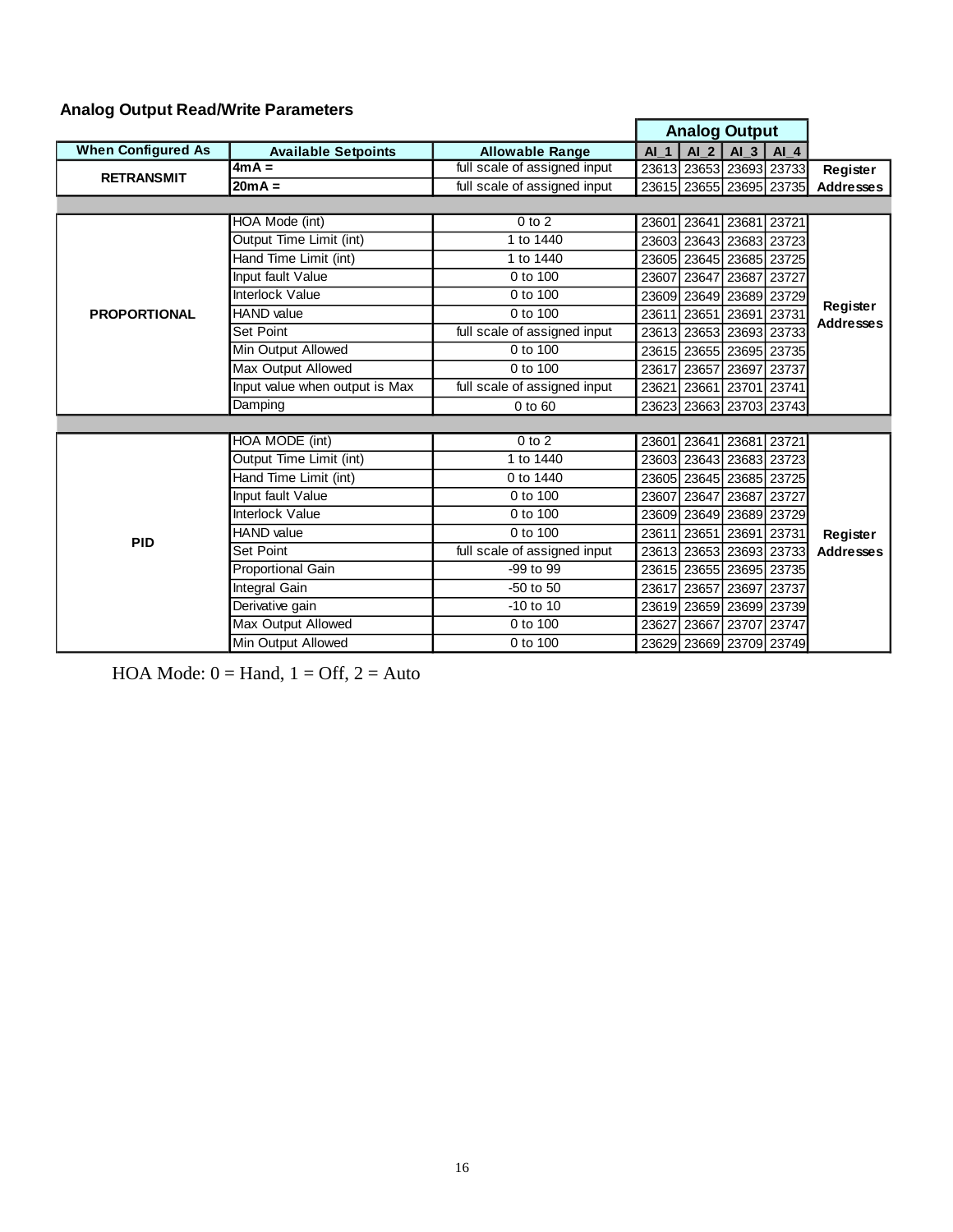## Analog Output Read/Write Parameters

| When Configured As | Available Setpoints | Allowable Range | Analog Output AI_1 | AI_2 | AI_3 | AI_4 | |
|---|---|---|---|---|---|---|---|
| RETRANSMIT | 4mA = | full scale of assigned input | 23613 | 23653 | 23693 | 23733 | Register Addresses |
| | 20mA = | full scale of assigned input | 23615 | 23655 | 23695 | 23735 | |
| | | | | | | | |
| PROPORTIONAL | HOA Mode (int) | 0 to 2 | 23601 | 23641 | 23681 | 23721 | Register Addresses |
| | Output Time Limit (int) | 1 to 1440 | 23603 | 23643 | 23683 | 23723 | |
| | Hand Time Limit (int) | 1 to 1440 | 23605 | 23645 | 23685 | 23725 | |
| | Input fault Value | 0 to 100 | 23607 | 23647 | 23687 | 23727 | |
| | Interlock Value | 0 to 100 | 23609 | 23649 | 23689 | 23729 | |
| | HAND value | 0 to 100 | 23611 | 23651 | 23691 | 23731 | |
| | Set Point | full scale of assigned input | 23613 | 23653 | 23693 | 23733 | |
| | Min Output Allowed | 0 to 100 | 23615 | 23655 | 23695 | 23735 | |
| | Max Output Allowed | 0 to 100 | 23617 | 23657 | 23697 | 23737 | |
| | Input value when output is Max | full scale of assigned input | 23621 | 23661 | 23701 | 23741 | |
| | Damping | 0 to 60 | 23623 | 23663 | 23703 | 23743 | |
| | | | | | | | |
| PID | HOA MODE (int) | 0 to 2 | 23601 | 23641 | 23681 | 23721 | Register Addresses |
| | Output Time Limit (int) | 1 to 1440 | 23603 | 23643 | 23683 | 23723 | |
| | Hand Time Limit (int) | 0 to 1440 | 23605 | 23645 | 23685 | 23725 | |
| | Input fault Value | 0 to 100 | 23607 | 23647 | 23687 | 23727 | |
| | Interlock Value | 0 to 100 | 23609 | 23649 | 23689 | 23729 | |
| | HAND value | 0 to 100 | 23611 | 23651 | 23691 | 23731 | |
| | Set Point | full scale of assigned input | 23613 | 23653 | 23693 | 23733 | |
| | Proportional Gain | -99 to 99 | 23615 | 23655 | 23695 | 23735 | |
| | Integral Gain | -50 to 50 | 23617 | 23657 | 23697 | 23737 | |
| | Derivative gain | -10 to 10 | 23619 | 23659 | 23699 | 23739 | |
| | Max Output Allowed | 0 to 100 | 23627 | 23667 | 23707 | 23747 | |
| | Min Output Allowed | 0 to 100 | 23629 | 23669 | 23709 | 23749 | |

HOA Mode: 0 = Hand, 1 = Off, 2 = Auto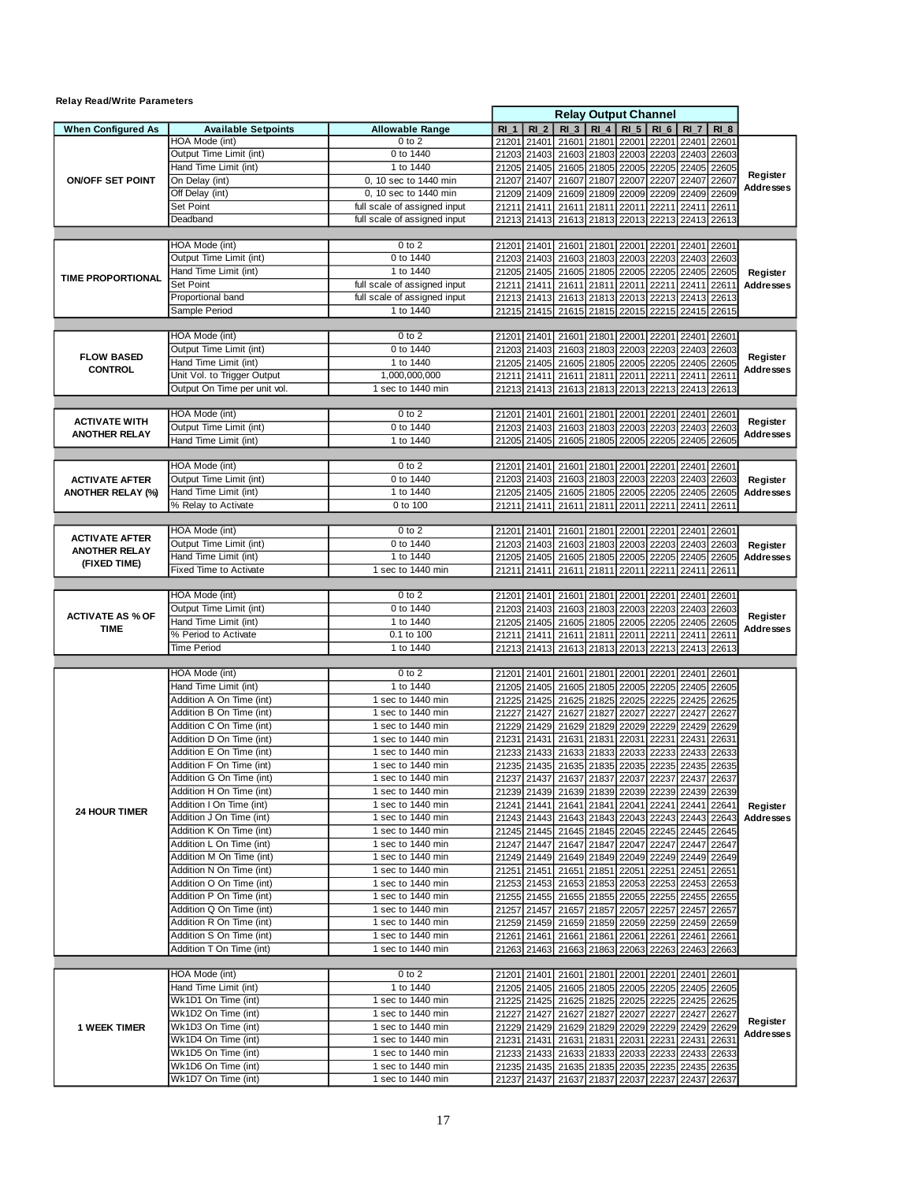**Relay Read/Write Parameters**

| When Configured As | Available Setpoints | Allowable Range | Relay Output Channel | | | | | | | | |
|---|---|---|---|---|---|---|---|---|---|---|---|
| | | | RI_1 | RI_2 | RI_3 | RI_4 | RI_5 | RI_6 | RI_7 | RI_8 | |
| ON/OFF SET POINT | HOA Mode (int) | 0 to 2 | 21201 | 21401 | 21601 | 21801 | 22001 | 22201 | 22401 | 22601 | Register Addresses |
| | Output Time Limit (int) | 0 to 1440 | 21203 | 21403 | 21603 | 21803 | 22003 | 22203 | 22403 | 22603 | |
| | Hand Time Limit (int) | 1 to 1440 | 21205 | 21405 | 21605 | 21805 | 22005 | 22205 | 22405 | 22605 | |
| | On Delay (int) | 0, 10 sec to 1440 min | 21207 | 21407 | 21607 | 21807 | 22007 | 22207 | 22407 | 22607 | |
| | Off Delay (int) | 0, 10 sec to 1440 min | 21209 | 21409 | 21609 | 21809 | 22009 | 22209 | 22409 | 22609 | |
| | Set Point | full scale of assigned input | 21211 | 21411 | 21611 | 21811 | 22011 | 22211 | 22411 | 22611 | |
| | Deadband | full scale of assigned input | 21213 | 21413 | 21613 | 21813 | 22013 | 22213 | 22413 | 22613 | |
| TIME PROPORTIONAL | HOA Mode (int) | 0 to 2 | 21201 | 21401 | 21601 | 21801 | 22001 | 22201 | 22401 | 22601 | Register Addresses |
| | Output Time Limit (int) | 0 to 1440 | 21203 | 21403 | 21603 | 21803 | 22003 | 22203 | 22403 | 22603 | |
| | Hand Time Limit (int) | 1 to 1440 | 21205 | 21405 | 21605 | 21805 | 22005 | 22205 | 22405 | 22605 | |
| | Set Point | full scale of assigned input | 21211 | 21411 | 21611 | 21811 | 22011 | 22211 | 22411 | 22611 | |
| | Proportional band | full scale of assigned input | 21213 | 21413 | 21613 | 21813 | 22013 | 22213 | 22413 | 22613 | |
| | Sample Period | 1 to 1440 | 21215 | 21415 | 21615 | 21815 | 22015 | 22215 | 22415 | 22615 | |
| FLOW BASED CONTROL | HOA Mode (int) | 0 to 2 | 21201 | 21401 | 21601 | 21801 | 22001 | 22201 | 22401 | 22601 | Register Addresses |
| | Output Time Limit (int) | 0 to 1440 | 21203 | 21403 | 21603 | 21803 | 22003 | 22203 | 22403 | 22603 | |
| | Hand Time Limit (int) | 1 to 1440 | 21205 | 21405 | 21605 | 21805 | 22005 | 22205 | 22405 | 22605 | |
| | Unit Vol. to Trigger Output | 1,000,000,000 | 21211 | 21411 | 21611 | 21811 | 22011 | 22211 | 22411 | 22611 | |
| | Output On Time per unit vol. | 1 sec to 1440 min | 21213 | 21413 | 21613 | 21813 | 22013 | 22213 | 22413 | 22613 | |
| ACTIVATE WITH ANOTHER RELAY | HOA Mode (int) | 0 to 2 | 21201 | 21401 | 21601 | 21801 | 22001 | 22201 | 22401 | 22601 | Register Addresses |
| | Output Time Limit (int) | 0 to 1440 | 21203 | 21403 | 21603 | 21803 | 22003 | 22203 | 22403 | 22603 | |
| | Hand Time Limit (int) | 1 to 1440 | 21205 | 21405 | 21605 | 21805 | 22005 | 22205 | 22405 | 22605 | |
| ACTIVATE AFTER ANOTHER RELAY (%) | HOA Mode (int) | 0 to 2 | 21201 | 21401 | 21601 | 21801 | 22001 | 22201 | 22401 | 22601 | Register Addresses |
| | Output Time Limit (int) | 0 to 1440 | 21203 | 21403 | 21603 | 21803 | 22003 | 22203 | 22403 | 22603 | |
| | Hand Time Limit (int) | 1 to 1440 | 21205 | 21405 | 21605 | 21805 | 22005 | 22205 | 22405 | 22605 | |
| | % Relay to Activate | 0 to 100 | 21211 | 21411 | 21611 | 21811 | 22011 | 22211 | 22411 | 22611 | |
| ACTIVATE AFTER ANOTHER RELAY (FIXED TIME) | HOA Mode (int) | 0 to 2 | 21201 | 21401 | 21601 | 21801 | 22001 | 22201 | 22401 | 22601 | Register Addresses |
| | Output Time Limit (int) | 0 to 1440 | 21203 | 21403 | 21603 | 21803 | 22003 | 22203 | 22403 | 22603 | |
| | Hand Time Limit (int) | 1 to 1440 | 21205 | 21405 | 21605 | 21805 | 22005 | 22205 | 22405 | 22605 | |
| | Fixed Time to Activate | 1 sec to 1440 min | 21211 | 21411 | 21611 | 21811 | 22011 | 22211 | 22411 | 22611 | |
| ACTIVATE AS % OF TIME | HOA Mode (int) | 0 to 2 | 21201 | 21401 | 21601 | 21801 | 22001 | 22201 | 22401 | 22601 | Register Addresses |
| | Output Time Limit (int) | 0 to 1440 | 21203 | 21403 | 21603 | 21803 | 22003 | 22203 | 22403 | 22603 | |
| | Hand Time Limit (int) | 1 to 1440 | 21205 | 21405 | 21605 | 21805 | 22005 | 22205 | 22405 | 22605 | |
| | % Period to Activate | 0.1 to 100 | 21211 | 21411 | 21611 | 21811 | 22011 | 22211 | 22411 | 22611 | |
| | Time Period | 1 to 1440 | 21213 | 21413 | 21613 | 21813 | 22013 | 22213 | 22413 | 22613 | |
| 24 HOUR TIMER | HOA Mode (int) | 0 to 2 | 21201 | 21401 | 21601 | 21801 | 22001 | 22201 | 22401 | 22601 | Register Addresses |
| | Hand Time Limit (int) | 1 to 1440 | 21205 | 21405 | 21605 | 21805 | 22005 | 22205 | 22405 | 22605 | |
| | Addition A On Time (int) | 1 sec to 1440 min | 21225 | 21425 | 21625 | 21825 | 22025 | 22225 | 22425 | 22625 | |
| | Addition B On Time (int) | 1 sec to 1440 min | 21227 | 21427 | 21627 | 21827 | 22027 | 22227 | 22427 | 22627 | |
| | Addition C On Time (int) | 1 sec to 1440 min | 21229 | 21429 | 21629 | 21829 | 22029 | 22229 | 22429 | 22629 | |
| | Addition D On Time (int) | 1 sec to 1440 min | 21231 | 21431 | 21631 | 21831 | 22031 | 22231 | 22431 | 22631 | |
| | Addition E On Time (int) | 1 sec to 1440 min | 21233 | 21433 | 21633 | 21833 | 22033 | 22233 | 22433 | 22633 | |
| | Addition F On Time (int) | 1 sec to 1440 min | 21235 | 21435 | 21635 | 21835 | 22035 | 22235 | 22435 | 22635 | |
| | Addition G On Time (int) | 1 sec to 1440 min | 21237 | 21437 | 21637 | 21837 | 22037 | 22237 | 22437 | 22637 | |
| | Addition H On Time (int) | 1 sec to 1440 min | 21239 | 21439 | 21639 | 21839 | 22039 | 22239 | 22439 | 22639 | |
| | Addition I On Time (int) | 1 sec to 1440 min | 21241 | 21441 | 21641 | 21841 | 22041 | 22241 | 22441 | 22641 | |
| | Addition J On Time (int) | 1 sec to 1440 min | 21243 | 21443 | 21643 | 21843 | 22043 | 22243 | 22443 | 22643 | |
| | Addition K On Time (int) | 1 sec to 1440 min | 21245 | 21445 | 21645 | 21845 | 22045 | 22245 | 22445 | 22645 | |
| | Addition L On Time (int) | 1 sec to 1440 min | 21247 | 21447 | 21647 | 21847 | 22047 | 22247 | 22447 | 22647 | |
| | Addition M On Time (int) | 1 sec to 1440 min | 21249 | 21449 | 21649 | 21849 | 22049 | 22249 | 22449 | 22649 | |
| | Addition N On Time (int) | 1 sec to 1440 min | 21251 | 21451 | 21651 | 21851 | 22051 | 22251 | 22451 | 22651 | |
| | Addition O On Time (int) | 1 sec to 1440 min | 21253 | 21453 | 21653 | 21853 | 22053 | 22253 | 22453 | 22653 | |
| | Addition P On Time (int) | 1 sec to 1440 min | 21255 | 21455 | 21655 | 21855 | 22055 | 22255 | 22455 | 22655 | |
| | Addition Q On Time (int) | 1 sec to 1440 min | 21257 | 21457 | 21657 | 21857 | 22057 | 22257 | 22457 | 22657 | |
| | Addition R On Time (int) | 1 sec to 1440 min | 21259 | 21459 | 21659 | 21859 | 22059 | 22259 | 22459 | 22659 | |
| | Addition S On Time (int) | 1 sec to 1440 min | 21261 | 21461 | 21661 | 21861 | 22061 | 22261 | 22461 | 22661 | |
| | Addition T On Time (int) | 1 sec to 1440 min | 21263 | 21463 | 21663 | 21863 | 22063 | 22263 | 22463 | 22663 | |
| 1 WEEK TIMER | HOA Mode (int) | 0 to 2 | 21201 | 21401 | 21601 | 21801 | 22001 | 22201 | 22401 | 22601 | Register Addresses |
| | Hand Time Limit (int) | 1 to 1440 | 21205 | 21405 | 21605 | 21805 | 22005 | 22205 | 22405 | 22605 | |
| | Wk1D1 On Time (int) | 1 sec to 1440 min | 21225 | 21425 | 21625 | 21825 | 22025 | 22225 | 22425 | 22625 | |
| | Wk1D2 On Time (int) | 1 sec to 1440 min | 21227 | 21427 | 21627 | 21827 | 22027 | 22227 | 22427 | 22627 | |
| | Wk1D3 On Time (int) | 1 sec to 1440 min | 21229 | 21429 | 21629 | 21829 | 22029 | 22229 | 22429 | 22629 | |
| | Wk1D4 On Time (int) | 1 sec to 1440 min | 21231 | 21431 | 21631 | 21831 | 22031 | 22231 | 22431 | 22631 | |
| | Wk1D5 On Time (int) | 1 sec to 1440 min | 21233 | 21433 | 21633 | 21833 | 22033 | 22233 | 22433 | 22633 | |
| | Wk1D6 On Time (int) | 1 sec to 1440 min | 21235 | 21435 | 21635 | 21835 | 22035 | 22235 | 22435 | 22635 | |
| | Wk1D7 On Time (int) | 1 sec to 1440 min | 21237 | 21437 | 21637 | 21837 | 22037 | 22237 | 22437 | 22637 | |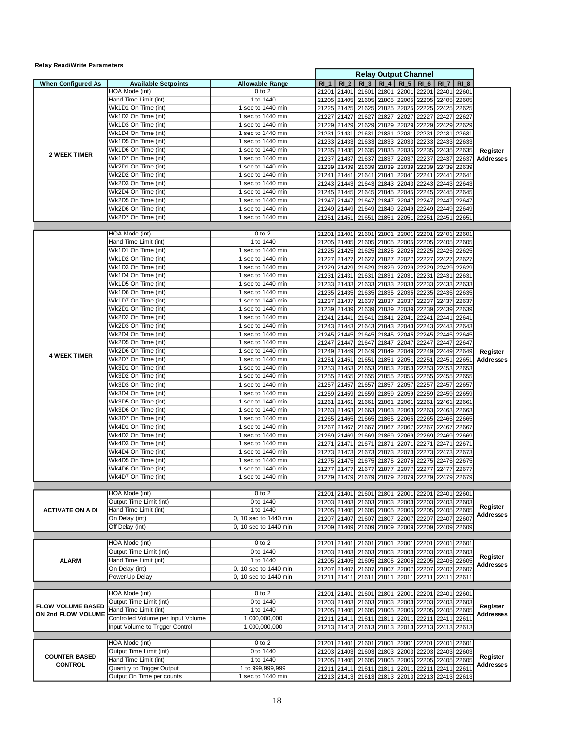**Relay Read/Write Parameters**

| When Configured As | Available Setpoints | Allowable Range | Relay Output Channel | | | | | | | | |
|---|---|---|---|---|---|---|---|---|---|---|---|
| | | | RI_1 | RI_2 | RI_3 | RI_4 | RI_5 | RI_6 | RI_7 | RI_8 | |
| 2 WEEK TIMER | HOA Mode (int) | 0 to 2 | 21201 | 21401 | 21601 | 21801 | 22001 | 22201 | 22401 | 22601 | Register Addresses |
| | Hand Time Limit (int) | 1 to 1440 | 21205 | 21405 | 21605 | 21805 | 22005 | 22205 | 22405 | 22605 | |
| | Wk1D1 On Time (int) | 1 sec to 1440 min | 21225 | 21425 | 21625 | 21825 | 22025 | 22225 | 22425 | 22625 | |
| | Wk1D2 On Time (int) | 1 sec to 1440 min | 21227 | 21427 | 21627 | 21827 | 22027 | 22227 | 22427 | 22627 | |
| | Wk1D3 On Time (int) | 1 sec to 1440 min | 21229 | 21429 | 21629 | 21829 | 22029 | 22229 | 22429 | 22629 | |
| | Wk1D4 On Time (int) | 1 sec to 1440 min | 21231 | 21431 | 21631 | 21831 | 22031 | 22231 | 22431 | 22631 | |
| | Wk1D5 On Time (int) | 1 sec to 1440 min | 21233 | 21433 | 21633 | 21833 | 22033 | 22233 | 22433 | 22633 | |
| | Wk1D6 On Time (int) | 1 sec to 1440 min | 21235 | 21435 | 21635 | 21835 | 22035 | 22235 | 22435 | 22635 | |
| | Wk1D7 On Time (int) | 1 sec to 1440 min | 21237 | 21437 | 21637 | 21837 | 22037 | 22237 | 22437 | 22637 | |
| | Wk2D1 On Time (int) | 1 sec to 1440 min | 21239 | 21439 | 21639 | 21839 | 22039 | 22239 | 22439 | 22639 | |
| | Wk2D2 On Time (int) | 1 sec to 1440 min | 21241 | 21441 | 21641 | 21841 | 22041 | 22241 | 22441 | 22641 | |
| | Wk2D3 On Time (int) | 1 sec to 1440 min | 21243 | 21443 | 21643 | 21843 | 22043 | 22243 | 22443 | 22643 | |
| | Wk2D4 On Time (int) | 1 sec to 1440 min | 21245 | 21445 | 21645 | 21845 | 22045 | 22245 | 22445 | 22645 | |
| | Wk2D5 On Time (int) | 1 sec to 1440 min | 21247 | 21447 | 21647 | 21847 | 22047 | 22247 | 22447 | 22647 | |
| | Wk2D6 On Time (int) | 1 sec to 1440 min | 21249 | 21449 | 21649 | 21849 | 22049 | 22249 | 22449 | 22649 | |
| | Wk2D7 On Time (int) | 1 sec to 1440 min | 21251 | 21451 | 21651 | 21851 | 22051 | 22251 | 22451 | 22651 | |
| 4 WEEK TIMER | HOA Mode (int) | 0 to 2 | 21201 | 21401 | 21601 | 21801 | 22001 | 22201 | 22401 | 22601 | Register Addresses |
| | Hand Time Limit (int) | 1 to 1440 | 21205 | 21405 | 21605 | 21805 | 22005 | 22205 | 22405 | 22605 | |
| | Wk1D1 On Time (int) | 1 sec to 1440 min | 21225 | 21425 | 21625 | 21825 | 22025 | 22225 | 22425 | 22625 | |
| | Wk1D2 On Time (int) | 1 sec to 1440 min | 21227 | 21427 | 21627 | 21827 | 22027 | 22227 | 22427 | 22627 | |
| | Wk1D3 On Time (int) | 1 sec to 1440 min | 21229 | 21429 | 21629 | 21829 | 22029 | 22229 | 22429 | 22629 | |
| | Wk1D4 On Time (int) | 1 sec to 1440 min | 21231 | 21431 | 21631 | 21831 | 22031 | 22231 | 22431 | 22631 | |
| | Wk1D5 On Time (int) | 1 sec to 1440 min | 21233 | 21433 | 21633 | 21833 | 22033 | 22233 | 22433 | 22633 | |
| | Wk1D6 On Time (int) | 1 sec to 1440 min | 21235 | 21435 | 21635 | 21835 | 22035 | 22235 | 22435 | 22635 | |
| | Wk1D7 On Time (int) | 1 sec to 1440 min | 21237 | 21437 | 21637 | 21837 | 22037 | 22237 | 22437 | 22637 | |
| | Wk2D1 On Time (int) | 1 sec to 1440 min | 21239 | 21439 | 21639 | 21839 | 22039 | 22239 | 22439 | 22639 | |
| | Wk2D2 On Time (int) | 1 sec to 1440 min | 21241 | 21441 | 21641 | 21841 | 22041 | 22241 | 22441 | 22641 | |
| | Wk2D3 On Time (int) | 1 sec to 1440 min | 21243 | 21443 | 21643 | 21843 | 22043 | 22243 | 22443 | 22643 | |
| | Wk2D4 On Time (int) | 1 sec to 1440 min | 21245 | 21445 | 21645 | 21845 | 22045 | 22245 | 22445 | 22645 | |
| | Wk2D5 On Time (int) | 1 sec to 1440 min | 21247 | 21447 | 21647 | 21847 | 22047 | 22247 | 22447 | 22647 | |
| | Wk2D6 On Time (int) | 1 sec to 1440 min | 21249 | 21449 | 21649 | 21849 | 22049 | 22249 | 22449 | 22649 | |
| | Wk2D7 On Time (int) | 1 sec to 1440 min | 21251 | 21451 | 21651 | 21851 | 22051 | 22251 | 22451 | 22651 | |
| | Wk3D1 On Time (int) | 1 sec to 1440 min | 21253 | 21453 | 21653 | 21853 | 22053 | 22253 | 22453 | 22653 | |
| | Wk3D2 On Time (int) | 1 sec to 1440 min | 21255 | 21455 | 21655 | 21855 | 22055 | 22255 | 22455 | 22655 | |
| | Wk3D3 On Time (int) | 1 sec to 1440 min | 21257 | 21457 | 21657 | 21857 | 22057 | 22257 | 22457 | 22657 | |
| | Wk3D4 On Time (int) | 1 sec to 1440 min | 21259 | 21459 | 21659 | 21859 | 22059 | 22259 | 22459 | 22659 | |
| | Wk3D5 On Time (int) | 1 sec to 1440 min | 21261 | 21461 | 21661 | 21861 | 22061 | 22261 | 22461 | 22661 | |
| | Wk3D6 On Time (int) | 1 sec to 1440 min | 21263 | 21463 | 21663 | 21863 | 22063 | 22263 | 22463 | 22663 | |
| | Wk3D7 On Time (int) | 1 sec to 1440 min | 21265 | 21465 | 21665 | 21865 | 22065 | 22265 | 22465 | 22665 | |
| | Wk4D1 On Time (int) | 1 sec to 1440 min | 21267 | 21467 | 21667 | 21867 | 22067 | 22267 | 22467 | 22667 | |
| | Wk4D2 On Time (int) | 1 sec to 1440 min | 21269 | 21469 | 21669 | 21869 | 22069 | 22269 | 22469 | 22669 | |
| | Wk4D3 On Time (int) | 1 sec to 1440 min | 21271 | 21471 | 21671 | 21871 | 22071 | 22271 | 22471 | 22671 | |
| | Wk4D4 On Time (int) | 1 sec to 1440 min | 21273 | 21473 | 21673 | 21873 | 22073 | 22273 | 22473 | 22673 | |
| | Wk4D5 On Time (int) | 1 sec to 1440 min | 21275 | 21475 | 21675 | 21875 | 22075 | 22275 | 22475 | 22675 | |
| | Wk4D6 On Time (int) | 1 sec to 1440 min | 21277 | 21477 | 21677 | 21877 | 22077 | 22277 | 22477 | 22677 | |
| | Wk4D7 On Time (int) | 1 sec to 1440 min | 21279 | 21479 | 21679 | 21879 | 22079 | 22279 | 22479 | 22679 | |
| ACTIVATE ON A DI | HOA Mode (int) | 0 to 2 | 21201 | 21401 | 21601 | 21801 | 22001 | 22201 | 22401 | 22601 | Register Addresses |
| | Output Time Limit (int) | 0 to 1440 | 21203 | 21403 | 21603 | 21803 | 22003 | 22203 | 22403 | 22603 | |
| | Hand Time Limit (int) | 1 to 1440 | 21205 | 21405 | 21605 | 21805 | 22005 | 22205 | 22405 | 22605 | |
| | On Delay (int) | 0, 10 sec to 1440 min | 21207 | 21407 | 21607 | 21807 | 22007 | 22207 | 22407 | 22607 | |
| | Off Delay (int) | 0, 10 sec to 1440 min | 21209 | 21409 | 21609 | 21809 | 22009 | 22209 | 22409 | 22609 | |
| ALARM | HOA Mode (int) | 0 to 2 | 21201 | 21401 | 21601 | 21801 | 22001 | 22201 | 22401 | 22601 | Register Addresses |
| | Output Time Limit (int) | 0 to 1440 | 21203 | 21403 | 21603 | 21803 | 22003 | 22203 | 22403 | 22603 | |
| | Hand Time Limit (int) | 1 to 1440 | 21205 | 21405 | 21605 | 21805 | 22005 | 22205 | 22405 | 22605 | |
| | On Delay (int) | 0, 10 sec to 1440 min | 21207 | 21407 | 21607 | 21807 | 22007 | 22207 | 22407 | 22607 | |
| | Power-Up Delay | 0, 10 sec to 1440 min | 21211 | 21411 | 21611 | 21811 | 22011 | 22211 | 22411 | 22611 | |
| FLOW VOLUME BASED ON 2nd FLOW VOLUME | HOA Mode (int) | 0 to 2 | 21201 | 21401 | 21601 | 21801 | 22001 | 22201 | 22401 | 22601 | Register Addresses |
| | Output Time Limit (int) | 0 to 1440 | 21203 | 21403 | 21603 | 21803 | 22003 | 22203 | 22403 | 22603 | |
| | Hand Time Limit (int) | 1 to 1440 | 21205 | 21405 | 21605 | 21805 | 22005 | 22205 | 22405 | 22605 | |
| | Controlled Volume per Input Volume | 1,000,000,000 | 21211 | 21411 | 21611 | 21811 | 22011 | 22211 | 22411 | 22611 | |
| | Input Volume to Trigger Control | 1,000,000,000 | 21213 | 21413 | 21613 | 21813 | 22013 | 22213 | 22413 | 22613 | |
| COUNTER BASED CONTROL | HOA Mode (int) | 0 to 2 | 21201 | 21401 | 21601 | 21801 | 22001 | 22201 | 22401 | 22601 | Register Addresses |
| | Output Time Limit (int) | 0 to 1440 | 21203 | 21403 | 21603 | 21803 | 22003 | 22203 | 22403 | 22603 | |
| | Hand Time Limit (int) | 1 to 1440 | 21205 | 21405 | 21605 | 21805 | 22005 | 22205 | 22405 | 22605 | |
| | Quantity to Trigger Output | 1 to 999,999,999 | 21211 | 21411 | 21611 | 21811 | 22011 | 22211 | 22411 | 22611 | |
| | Output On Time per counts | 1 sec to 1440 min | 21213 | 21413 | 21613 | 21813 | 22013 | 22213 | 22413 | 22613 | |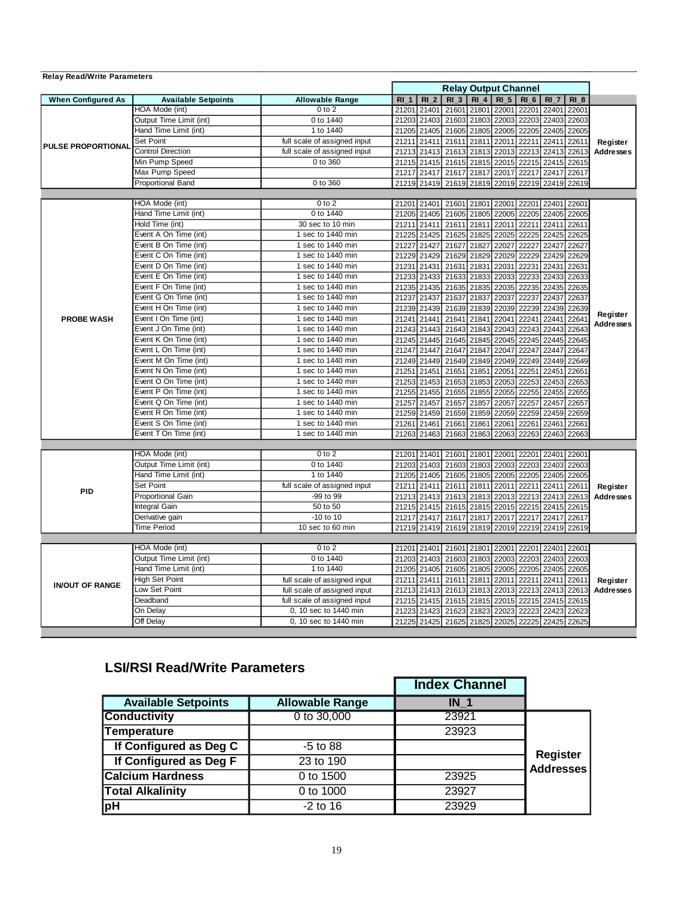**Relay Read/Write Parameters**

| When Configured As | Available Setpoints | Allowable Range | RI_1 | RI_2 | RI_3 | RI_4 | RI_5 | RI_6 | RI_7 | RI_8 | |
|---|---|---|---|---|---|---|---|---|---|---|---|
| | | | Relay Output Channel | | | | | | | | |
| PULSE PROPORTIONAL | HOA Mode (int) | 0 to 2 | 21201 | 21401 | 21601 | 21801 | 22001 | 22201 | 22401 | 22601 | Register Addresses |
| | Output Time Limit (int) | 0 to 1440 | 21203 | 21403 | 21603 | 21803 | 22003 | 22203 | 22403 | 22603 | |
| | Hand Time Limit (int) | 1 to 1440 | 21205 | 21405 | 21605 | 21805 | 22005 | 22205 | 22405 | 22605 | |
| | Set Point | full scale of assigned input | 21211 | 21411 | 21611 | 21811 | 22011 | 22211 | 22411 | 22611 | |
| | Control Direction | full scale of assigned input | 21213 | 21413 | 21613 | 21813 | 22013 | 22213 | 22413 | 22613 | |
| | Min Pump Speed | 0 to 360 | 21215 | 21415 | 21615 | 21815 | 22015 | 22215 | 22415 | 22615 | |
| | Max Pump Speed | | 21217 | 21417 | 21617 | 21817 | 22017 | 22217 | 22417 | 22617 | |
| | Proportional Band | 0 to 360 | 21219 | 21419 | 21619 | 21819 | 22019 | 22219 | 22419 | 22619 | |
| PROBE WASH | HOA Mode (int) | 0 to 2 | 21201 | 21401 | 21601 | 21801 | 22001 | 22201 | 22401 | 22601 | Register Addresses |
| | Hand Time Limit (int) | 0 to 1440 | 21205 | 21405 | 21605 | 21805 | 22005 | 22205 | 22405 | 22605 | |
| | Hold Time (int) | 30 sec to 10 min | 21211 | 21411 | 21611 | 21811 | 22011 | 22211 | 22411 | 22611 | |
| | Event A On Time (int) | 1 sec to 1440 min | 21225 | 21425 | 21625 | 21825 | 22025 | 22225 | 22425 | 22625 | |
| | Event B On Time (int) | 1 sec to 1440 min | 21227 | 21427 | 21627 | 21827 | 22027 | 22227 | 22427 | 22627 | |
| | Event C On Time (int) | 1 sec to 1440 min | 21229 | 21429 | 21629 | 21829 | 22029 | 22229 | 22429 | 22629 | |
| | Event D On Time (int) | 1 sec to 1440 min | 21231 | 21431 | 21631 | 21831 | 22031 | 22231 | 22431 | 22631 | |
| | Event E On Time (int) | 1 sec to 1440 min | 21233 | 21433 | 21633 | 21833 | 22033 | 22233 | 22433 | 22633 | |
| | Event F On Time (int) | 1 sec to 1440 min | 21235 | 21435 | 21635 | 21835 | 22035 | 22235 | 22435 | 22635 | |
| | Event G On Time (int) | 1 sec to 1440 min | 21237 | 21437 | 21637 | 21837 | 22037 | 22237 | 22437 | 22637 | |
| | Event H On Time (int) | 1 sec to 1440 min | 21239 | 21439 | 21639 | 21839 | 22039 | 22239 | 22439 | 22639 | |
| | Event I On Time (int) | 1 sec to 1440 min | 21241 | 21441 | 21641 | 21841 | 22041 | 22241 | 22441 | 22641 | |
| | Event J On Time (int) | 1 sec to 1440 min | 21243 | 21443 | 21643 | 21843 | 22043 | 22243 | 22443 | 22643 | |
| | Event K On Time (int) | 1 sec to 1440 min | 21245 | 21445 | 21645 | 21845 | 22045 | 22245 | 22445 | 22645 | |
| | Event L On Time (int) | 1 sec to 1440 min | 21247 | 21447 | 21647 | 21847 | 22047 | 22247 | 22447 | 22647 | |
| | Event M On Time (int) | 1 sec to 1440 min | 21249 | 21449 | 21649 | 21849 | 22049 | 22249 | 22449 | 22649 | |
| | Event N On Time (int) | 1 sec to 1440 min | 21251 | 21451 | 21651 | 21851 | 22051 | 22251 | 22451 | 22651 | |
| | Event O On Time (int) | 1 sec to 1440 min | 21253 | 21453 | 21653 | 21853 | 22053 | 22253 | 22453 | 22653 | |
| | Event P On Time (int) | 1 sec to 1440 min | 21255 | 21455 | 21655 | 21855 | 22055 | 22255 | 22455 | 22655 | |
| | Event Q On Time (int) | 1 sec to 1440 min | 21257 | 21457 | 21657 | 21857 | 22057 | 22257 | 22457 | 22657 | |
| | Event R On Time (int) | 1 sec to 1440 min | 21259 | 21459 | 21659 | 21859 | 22059 | 22259 | 22459 | 22659 | |
| | Event S On Time (int) | 1 sec to 1440 min | 21261 | 21461 | 21661 | 21861 | 22061 | 22261 | 22461 | 22661 | |
| | Event T On Time (int) | 1 sec to 1440 min | 21263 | 21463 | 21663 | 21863 | 22063 | 22263 | 22463 | 22663 | |
| PID | HOA Mode (int) | 0 to 2 | 21201 | 21401 | 21601 | 21801 | 22001 | 22201 | 22401 | 22601 | Register Addresses |
| | Output Time Limit (int) | 0 to 1440 | 21203 | 21403 | 21603 | 21803 | 22003 | 22203 | 22403 | 22603 | |
| | Hand Time Limit (int) | 1 to 1440 | 21205 | 21405 | 21605 | 21805 | 22005 | 22205 | 22405 | 22605 | |
| | Set Point | full scale of assigned input | 21211 | 21411 | 21611 | 21811 | 22011 | 22211 | 22411 | 22611 | |
| | Proportional Gain | -99 to 99 | 21213 | 21413 | 21613 | 21813 | 22013 | 22213 | 22413 | 22613 | |
| | Integral Gain | 50 to 50 | 21215 | 21415 | 21615 | 21815 | 22015 | 22215 | 22415 | 22615 | |
| | Derivative gain | -10 to 10 | 21217 | 21417 | 21617 | 21817 | 22017 | 22217 | 22417 | 22617 | |
| | Time Period | 10 sec to 60 min | 21219 | 21419 | 21619 | 21819 | 22019 | 22219 | 22419 | 22619 | |
| IN/OUT OF RANGE | HOA Mode (int) | 0 to 2 | 21201 | 21401 | 21601 | 21801 | 22001 | 22201 | 22401 | 22601 | Register Addresses |
| | Output Time Limit (int) | 0 to 1440 | 21203 | 21403 | 21603 | 21803 | 22003 | 22203 | 22403 | 22603 | |
| | Hand Time Limit (int) | 1 to 1440 | 21205 | 21405 | 21605 | 21805 | 22005 | 22205 | 22405 | 22605 | |
| | High Set Point | full scale of assigned input | 21211 | 21411 | 21611 | 21811 | 22011 | 22211 | 22411 | 22611 | |
| | Low Set Point | full scale of assigned input | 21213 | 21413 | 21613 | 21813 | 22013 | 22213 | 22413 | 22613 | |
| | Deadband | full scale of assigned input | 21215 | 21415 | 21615 | 21815 | 22015 | 22215 | 22415 | 22615 | |
| | On Delay | 0, 10 sec to 1440 min | 21223 | 21423 | 21623 | 21823 | 22023 | 22223 | 22423 | 22623 | |
| | Off Delay | 0, 10 sec to 1440 min | 21225 | 21425 | 21625 | 21825 | 22025 | 22225 | 22425 | 22625 | |

## LSI/RSI Read/Write Parameters

| Available Setpoints | Allowable Range | Index Channel IN_1 | |
|---|---|---|---|
| Conductivity | 0 to 30,000 | 23921 | Register Addresses |
| Temperature | | 23923 | |
| If Configured as Deg C | -5 to 88 | | |
| If Configured as Deg F | 23 to 190 | | |
| Calcium Hardness | 0 to 1500 | 23925 | |
| Total Alkalinity | 0 to 1000 | 23927 | |
| pH | -2 to 16 | 23929 | |